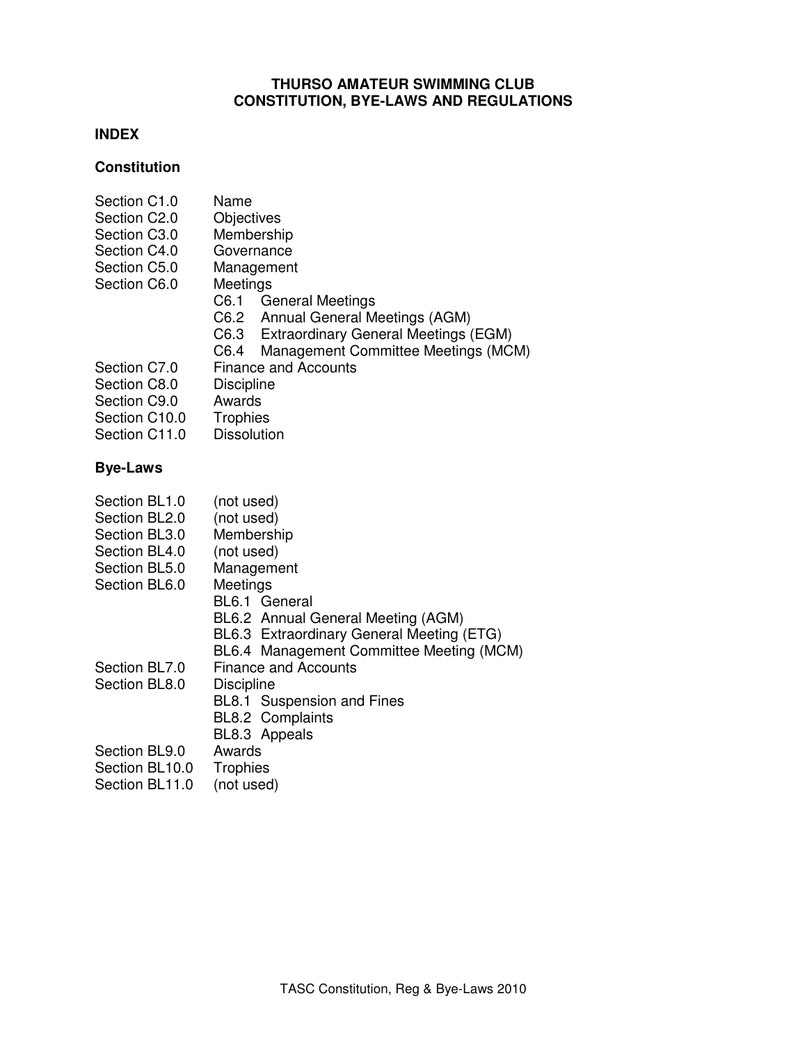# THURSO AMATEUR SWIMMING CLUB
# CONSTITUTION, BYE-LAWS AND REGULATIONS

## INDEX

### Constitution

| | |
|---|---|
| Section C1.0 | Name |
| Section C2.0 | Objectives |
| Section C3.0 | Membership |
| Section C4.0 | Governance |
| Section C5.0 | Management |
| Section C6.0 | Meetings |
| | C6.1 General Meetings |
| | C6.2 Annual General Meetings (AGM) |
| | C6.3 Extraordinary General Meetings (EGM) |
| | C6.4 Management Committee Meetings (MCM) |
| Section C7.0 | Finance and Accounts |
| Section C8.0 | Discipline |
| Section C9.0 | Awards |
| Section C10.0 | Trophies |
| Section C11.0 | Dissolution |

### Bye-Laws

| | |
|---|---|
| Section BL1.0 | (not used) |
| Section BL2.0 | (not used) |
| Section BL3.0 | Membership |
| Section BL4.0 | (not used) |
| Section BL5.0 | Management |
| Section BL6.0 | Meetings |
| | BL6.1 General |
| | BL6.2 Annual General Meeting (AGM) |
| | BL6.3 Extraordinary General Meeting (ETG) |
| | BL6.4 Management Committee Meeting (MCM) |
| Section BL7.0 | Finance and Accounts |
| Section BL8.0 | Discipline |
| | BL8.1 Suspension and Fines |
| | BL8.2 Complaints |
| | BL8.3 Appeals |
| Section BL9.0 | Awards |
| Section BL10.0 | Trophies |
| Section BL11.0 | (not used) |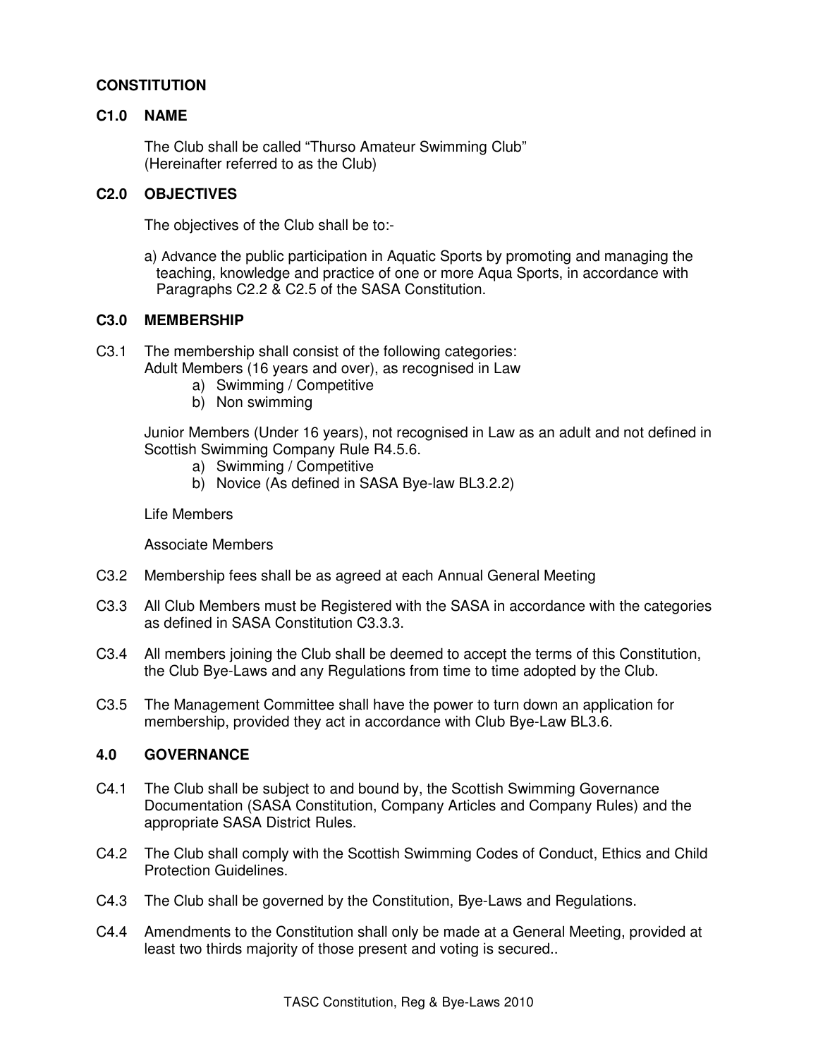# CONSTITUTION

## C1.0 NAME

The Club shall be called "Thurso Amateur Swimming Club" (Hereinafter referred to as the Club)

## C2.0 OBJECTIVES

The objectives of the Club shall be to:-

a) Advance the public participation in Aquatic Sports by promoting and managing the teaching, knowledge and practice of one or more Aqua Sports, in accordance with Paragraphs C2.2 & C2.5 of the SASA Constitution.

## C3.0 MEMBERSHIP

C3.1 The membership shall consist of the following categories:
Adult Members (16 years and over), as recognised in Law
   a) Swimming / Competitive
   b) Non swimming

Junior Members (Under 16 years), not recognised in Law as an adult and not defined in Scottish Swimming Company Rule R4.5.6.
   a) Swimming / Competitive
   b) Novice (As defined in SASA Bye-law BL3.2.2)

Life Members

Associate Members

C3.2 Membership fees shall be as agreed at each Annual General Meeting

C3.3 All Club Members must be Registered with the SASA in accordance with the categories as defined in SASA Constitution C3.3.3.

C3.4 All members joining the Club shall be deemed to accept the terms of this Constitution, the Club Bye-Laws and any Regulations from time to time adopted by the Club.

C3.5 The Management Committee shall have the power to turn down an application for membership, provided they act in accordance with Club Bye-Law BL3.6.

## 4.0 GOVERNANCE

C4.1 The Club shall be subject to and bound by, the Scottish Swimming Governance Documentation (SASA Constitution, Company Articles and Company Rules) and the appropriate SASA District Rules.

C4.2 The Club shall comply with the Scottish Swimming Codes of Conduct, Ethics and Child Protection Guidelines.

C4.3 The Club shall be governed by the Constitution, Bye-Laws and Regulations.

C4.4 Amendments to the Constitution shall only be made at a General Meeting, provided at least two thirds majority of those present and voting is secured..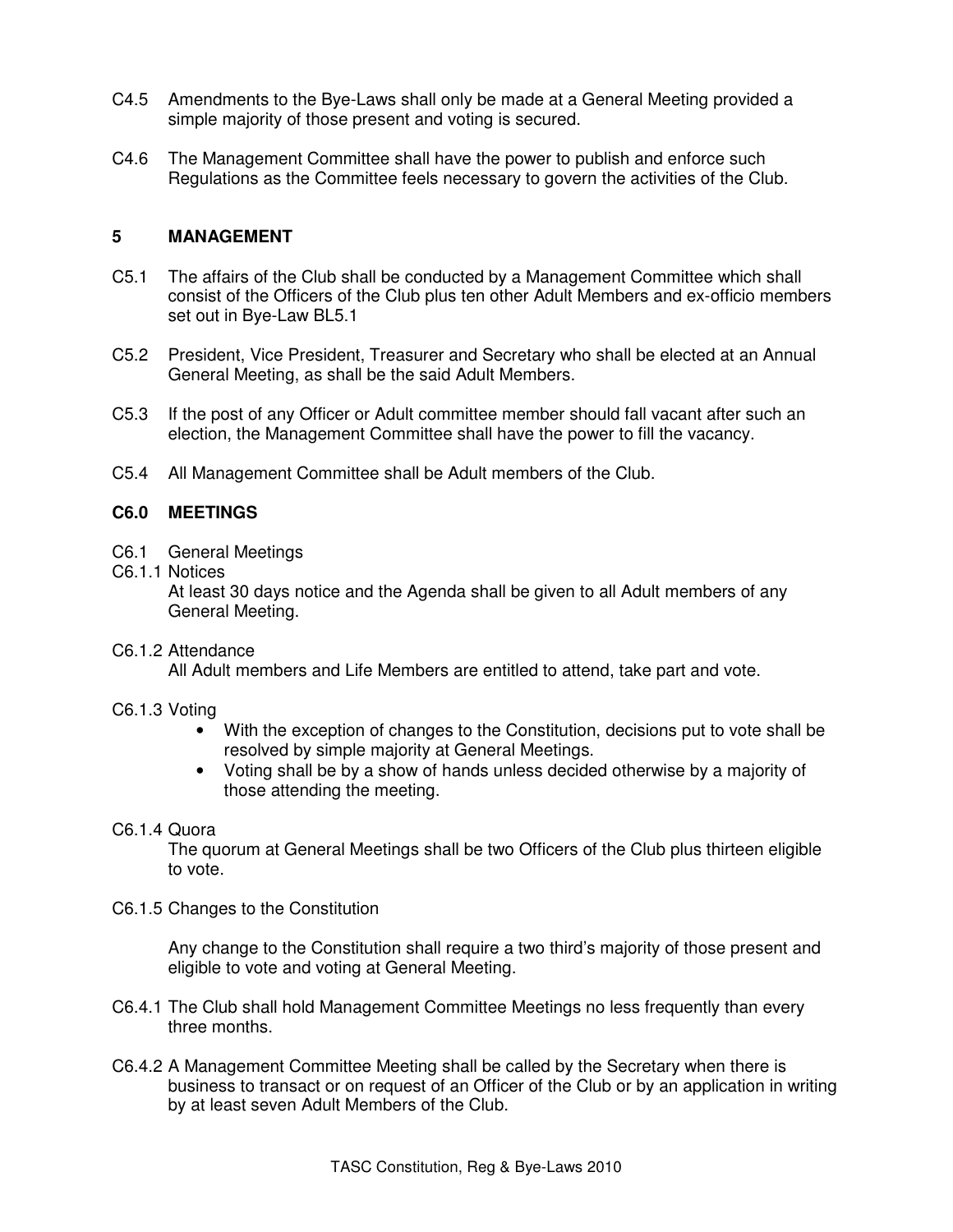C4.5 Amendments to the Bye-Laws shall only be made at a General Meeting provided a simple majority of those present and voting is secured.

C4.6 The Management Committee shall have the power to publish and enforce such Regulations as the Committee feels necessary to govern the activities of the Club.

## 5 MANAGEMENT

C5.1 The affairs of the Club shall be conducted by a Management Committee which shall consist of the Officers of the Club plus ten other Adult Members and ex-officio members set out in Bye-Law BL5.1

C5.2 President, Vice President, Treasurer and Secretary who shall be elected at an Annual General Meeting, as shall be the said Adult Members.

C5.3 If the post of any Officer or Adult committee member should fall vacant after such an election, the Management Committee shall have the power to fill the vacancy.

C5.4 All Management Committee shall be Adult members of the Club.

## C6.0 MEETINGS

C6.1 General Meetings

C6.1.1 Notices

At least 30 days notice and the Agenda shall be given to all Adult members of any General Meeting.

C6.1.2 Attendance

All Adult members and Life Members are entitled to attend, take part and vote.

C6.1.3 Voting

- With the exception of changes to the Constitution, decisions put to vote shall be resolved by simple majority at General Meetings.
- Voting shall be by a show of hands unless decided otherwise by a majority of those attending the meeting.

C6.1.4 Quora

The quorum at General Meetings shall be two Officers of the Club plus thirteen eligible to vote.

C6.1.5 Changes to the Constitution

Any change to the Constitution shall require a two third's majority of those present and eligible to vote and voting at General Meeting.

C6.4.1 The Club shall hold Management Committee Meetings no less frequently than every three months.

C6.4.2 A Management Committee Meeting shall be called by the Secretary when there is business to transact or on request of an Officer of the Club or by an application in writing by at least seven Adult Members of the Club.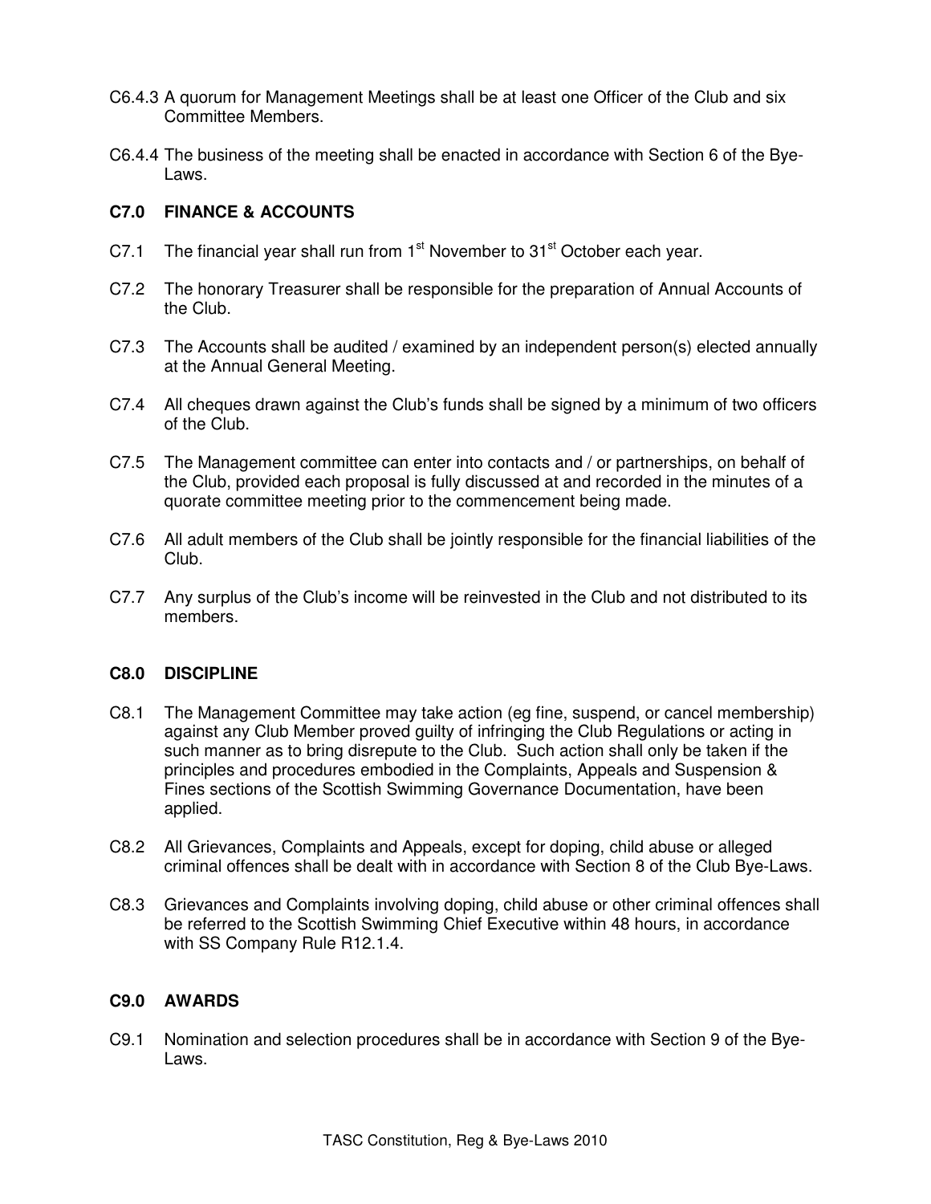C6.4.3 A quorum for Management Meetings shall be at least one Officer of the Club and six Committee Members.

C6.4.4 The business of the meeting shall be enacted in accordance with Section 6 of the Bye-Laws.

## C7.0 FINANCE & ACCOUNTS

C7.1 The financial year shall run from 1st November to 31st October each year.

C7.2 The honorary Treasurer shall be responsible for the preparation of Annual Accounts of the Club.

C7.3 The Accounts shall be audited / examined by an independent person(s) elected annually at the Annual General Meeting.

C7.4 All cheques drawn against the Club's funds shall be signed by a minimum of two officers of the Club.

C7.5 The Management committee can enter into contacts and / or partnerships, on behalf of the Club, provided each proposal is fully discussed at and recorded in the minutes of a quorate committee meeting prior to the commencement being made.

C7.6 All adult members of the Club shall be jointly responsible for the financial liabilities of the Club.

C7.7 Any surplus of the Club's income will be reinvested in the Club and not distributed to its members.

## C8.0 DISCIPLINE

C8.1 The Management Committee may take action (eg fine, suspend, or cancel membership) against any Club Member proved guilty of infringing the Club Regulations or acting in such manner as to bring disrepute to the Club. Such action shall only be taken if the principles and procedures embodied in the Complaints, Appeals and Suspension & Fines sections of the Scottish Swimming Governance Documentation, have been applied.

C8.2 All Grievances, Complaints and Appeals, except for doping, child abuse or alleged criminal offences shall be dealt with in accordance with Section 8 of the Club Bye-Laws.

C8.3 Grievances and Complaints involving doping, child abuse or other criminal offences shall be referred to the Scottish Swimming Chief Executive within 48 hours, in accordance with SS Company Rule R12.1.4.

## C9.0 AWARDS

C9.1 Nomination and selection procedures shall be in accordance with Section 9 of the Bye-Laws.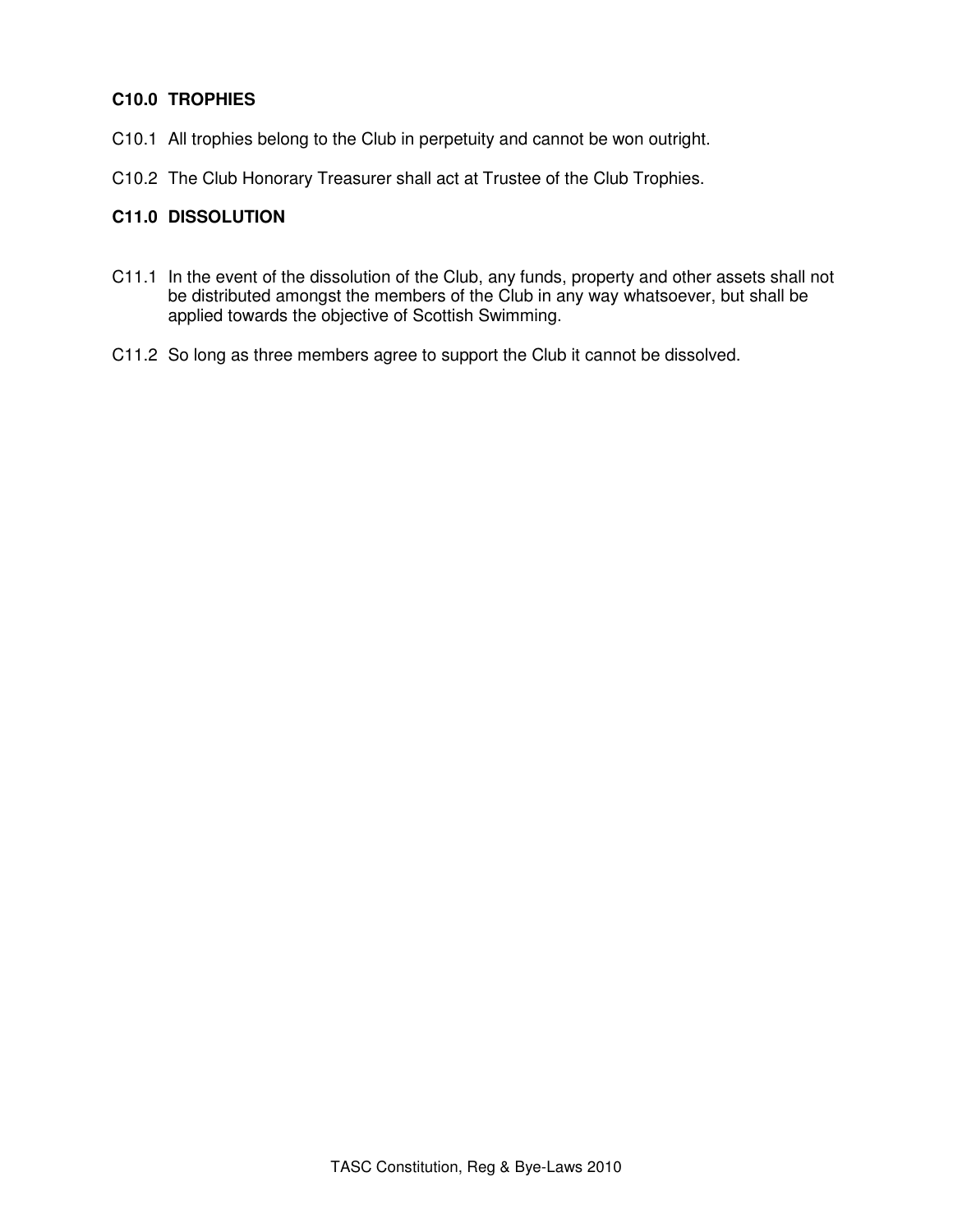**C10.0 TROPHIES**

C10.1 All trophies belong to the Club in perpetuity and cannot be won outright.

C10.2 The Club Honorary Treasurer shall act at Trustee of the Club Trophies.

**C11.0 DISSOLUTION**

C11.1 In the event of the dissolution of the Club, any funds, property and other assets shall not be distributed amongst the members of the Club in any way whatsoever, but shall be applied towards the objective of Scottish Swimming.

C11.2 So long as three members agree to support the Club it cannot be dissolved.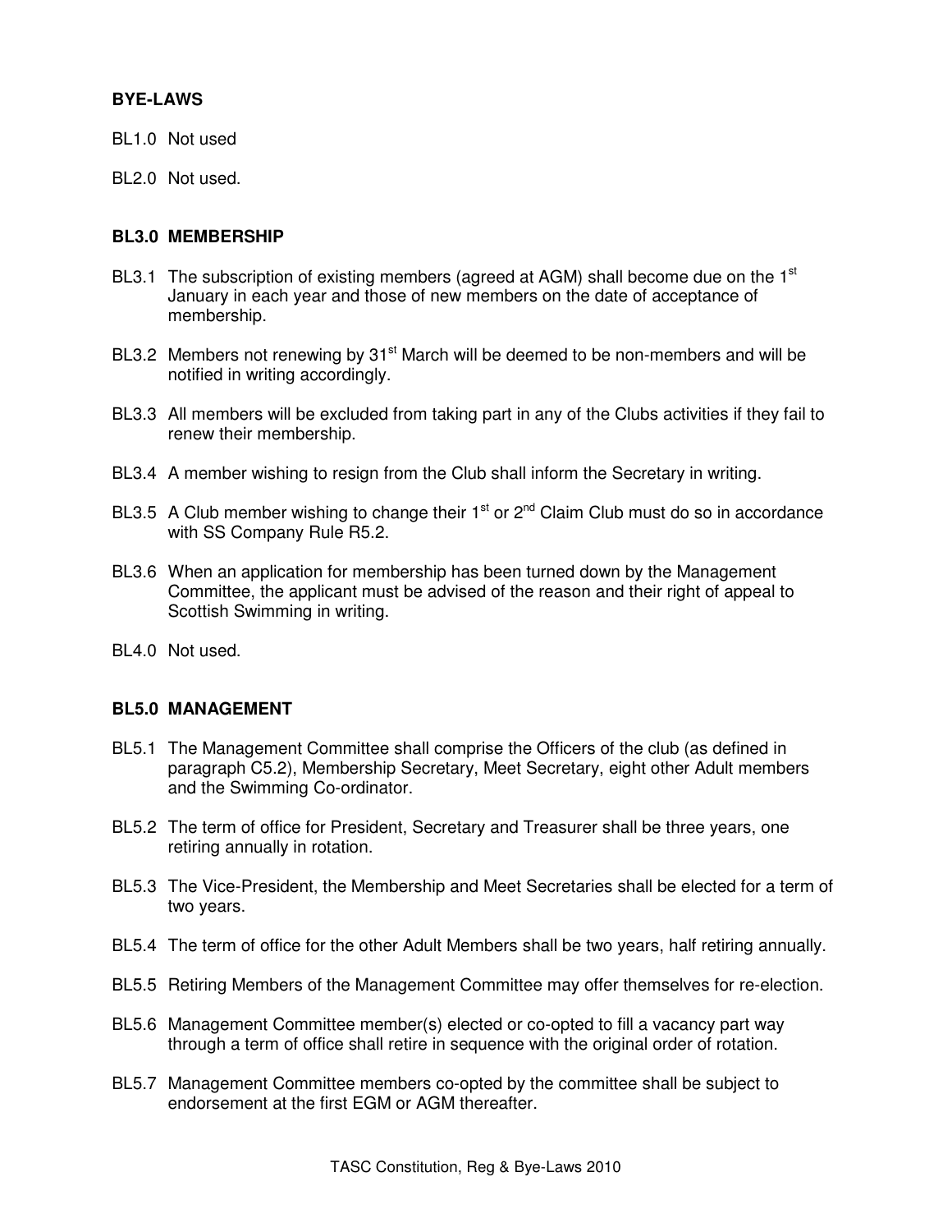## BYE-LAWS

BL1.0 Not used

BL2.0 Not used.

### BL3.0 MEMBERSHIP

BL3.1 The subscription of existing members (agreed at AGM) shall become due on the 1st January in each year and those of new members on the date of acceptance of membership.

BL3.2 Members not renewing by 31st March will be deemed to be non-members and will be notified in writing accordingly.

BL3.3 All members will be excluded from taking part in any of the Clubs activities if they fail to renew their membership.

BL3.4 A member wishing to resign from the Club shall inform the Secretary in writing.

BL3.5 A Club member wishing to change their 1st or 2nd Claim Club must do so in accordance with SS Company Rule R5.2.

BL3.6 When an application for membership has been turned down by the Management Committee, the applicant must be advised of the reason and their right of appeal to Scottish Swimming in writing.

BL4.0 Not used.

### BL5.0 MANAGEMENT

BL5.1 The Management Committee shall comprise the Officers of the club (as defined in paragraph C5.2), Membership Secretary, Meet Secretary, eight other Adult members and the Swimming Co-ordinator.

BL5.2 The term of office for President, Secretary and Treasurer shall be three years, one retiring annually in rotation.

BL5.3 The Vice-President, the Membership and Meet Secretaries shall be elected for a term of two years.

BL5.4 The term of office for the other Adult Members shall be two years, half retiring annually.

BL5.5 Retiring Members of the Management Committee may offer themselves for re-election.

BL5.6 Management Committee member(s) elected or co-opted to fill a vacancy part way through a term of office shall retire in sequence with the original order of rotation.

BL5.7 Management Committee members co-opted by the committee shall be subject to endorsement at the first EGM or AGM thereafter.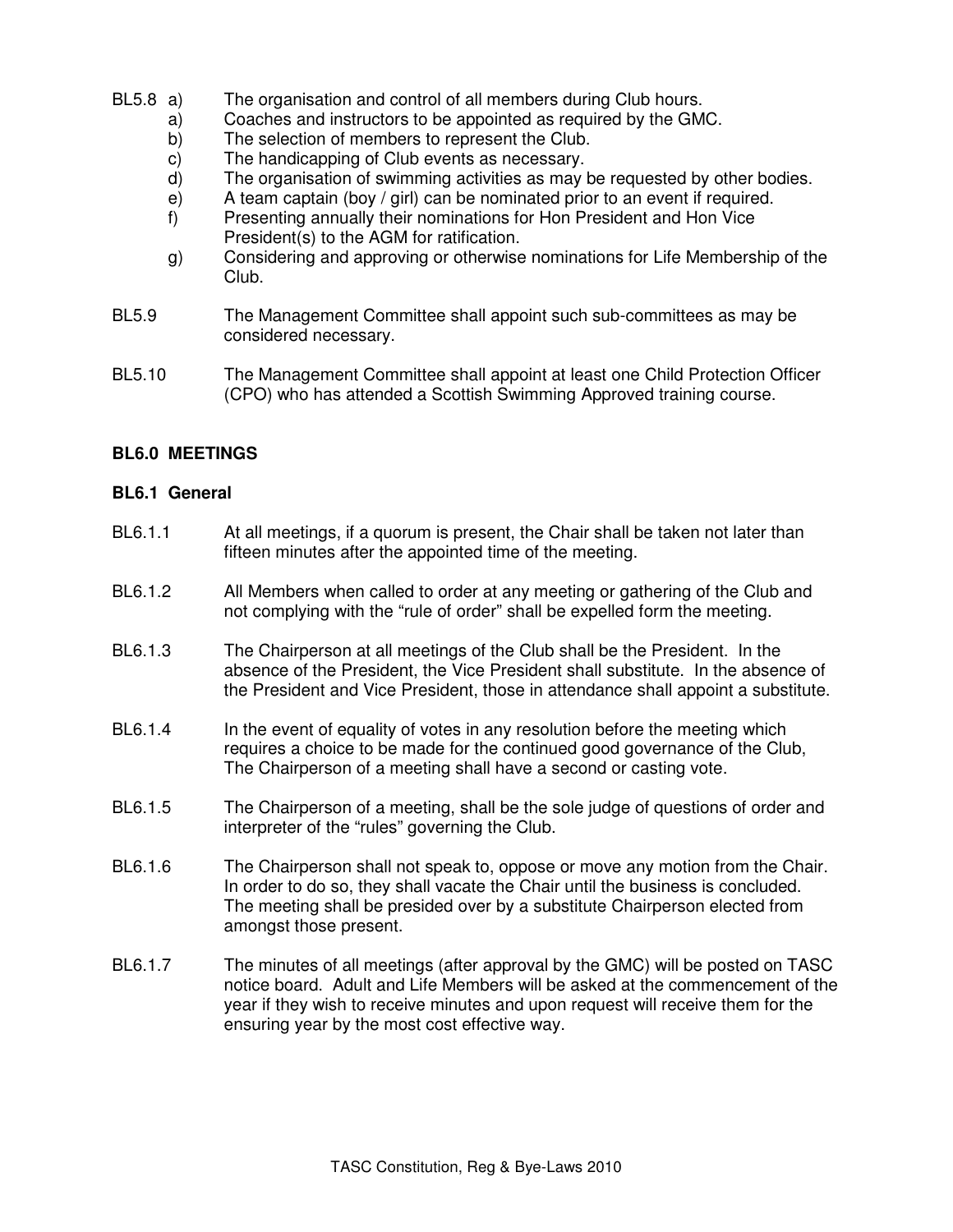BL5.8 a) The organisation and control of all members during Club hours.

a) Coaches and instructors to be appointed as required by the GMC.
b) The selection of members to represent the Club.
c) The handicapping of Club events as necessary.
d) The organisation of swimming activities as may be requested by other bodies.
e) A team captain (boy / girl) can be nominated prior to an event if required.
f) Presenting annually their nominations for Hon President and Hon Vice President(s) to the AGM for ratification.
g) Considering and approving or otherwise nominations for Life Membership of the Club.

BL5.9 The Management Committee shall appoint such sub-committees as may be considered necessary.

BL5.10 The Management Committee shall appoint at least one Child Protection Officer (CPO) who has attended a Scottish Swimming Approved training course.

## BL6.0 MEETINGS

### BL6.1 General

BL6.1.1 At all meetings, if a quorum is present, the Chair shall be taken not later than fifteen minutes after the appointed time of the meeting.

BL6.1.2 All Members when called to order at any meeting or gathering of the Club and not complying with the "rule of order" shall be expelled form the meeting.

BL6.1.3 The Chairperson at all meetings of the Club shall be the President. In the absence of the President, the Vice President shall substitute. In the absence of the President and Vice President, those in attendance shall appoint a substitute.

BL6.1.4 In the event of equality of votes in any resolution before the meeting which requires a choice to be made for the continued good governance of the Club, The Chairperson of a meeting shall have a second or casting vote.

BL6.1.5 The Chairperson of a meeting, shall be the sole judge of questions of order and interpreter of the "rules" governing the Club.

BL6.1.6 The Chairperson shall not speak to, oppose or move any motion from the Chair. In order to do so, they shall vacate the Chair until the business is concluded. The meeting shall be presided over by a substitute Chairperson elected from amongst those present.

BL6.1.7 The minutes of all meetings (after approval by the GMC) will be posted on TASC notice board. Adult and Life Members will be asked at the commencement of the year if they wish to receive minutes and upon request will receive them for the ensuring year by the most cost effective way.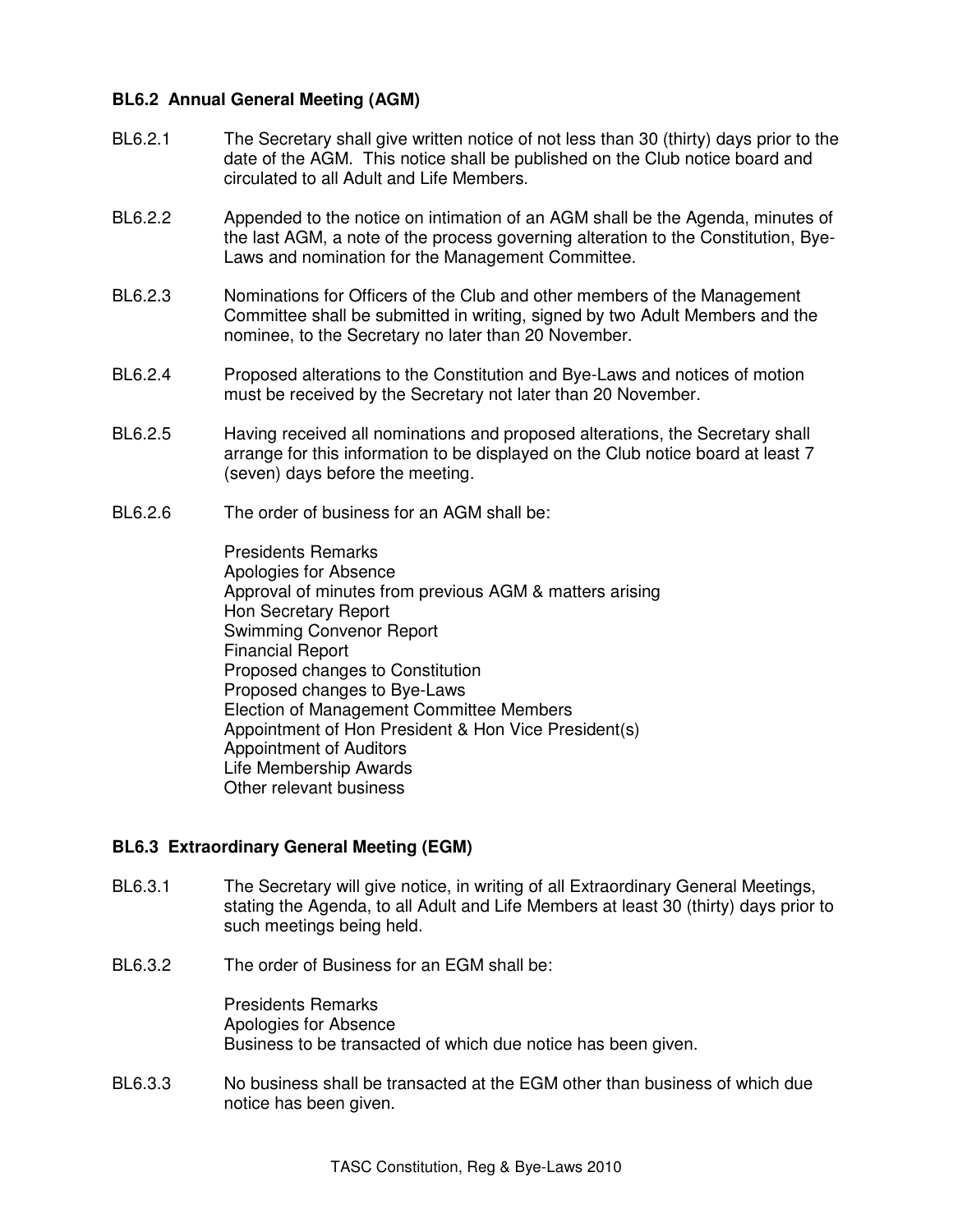### BL6.2 Annual General Meeting (AGM)

BL6.2.1 The Secretary shall give written notice of not less than 30 (thirty) days prior to the date of the AGM. This notice shall be published on the Club notice board and circulated to all Adult and Life Members.

BL6.2.2 Appended to the notice on intimation of an AGM shall be the Agenda, minutes of the last AGM, a note of the process governing alteration to the Constitution, Bye-Laws and nomination for the Management Committee.

BL6.2.3 Nominations for Officers of the Club and other members of the Management Committee shall be submitted in writing, signed by two Adult Members and the nominee, to the Secretary no later than 20 November.

BL6.2.4 Proposed alterations to the Constitution and Bye-Laws and notices of motion must be received by the Secretary not later than 20 November.

BL6.2.5 Having received all nominations and proposed alterations, the Secretary shall arrange for this information to be displayed on the Club notice board at least 7 (seven) days before the meeting.

BL6.2.6 The order of business for an AGM shall be:

Presidents Remarks
Apologies for Absence
Approval of minutes from previous AGM & matters arising
Hon Secretary Report
Swimming Convenor Report
Financial Report
Proposed changes to Constitution
Proposed changes to Bye-Laws
Election of Management Committee Members
Appointment of Hon President & Hon Vice President(s)
Appointment of Auditors
Life Membership Awards
Other relevant business

### BL6.3 Extraordinary General Meeting (EGM)

BL6.3.1 The Secretary will give notice, in writing of all Extraordinary General Meetings, stating the Agenda, to all Adult and Life Members at least 30 (thirty) days prior to such meetings being held.

BL6.3.2 The order of Business for an EGM shall be:

Presidents Remarks
Apologies for Absence
Business to be transacted of which due notice has been given.

BL6.3.3 No business shall be transacted at the EGM other than business of which due notice has been given.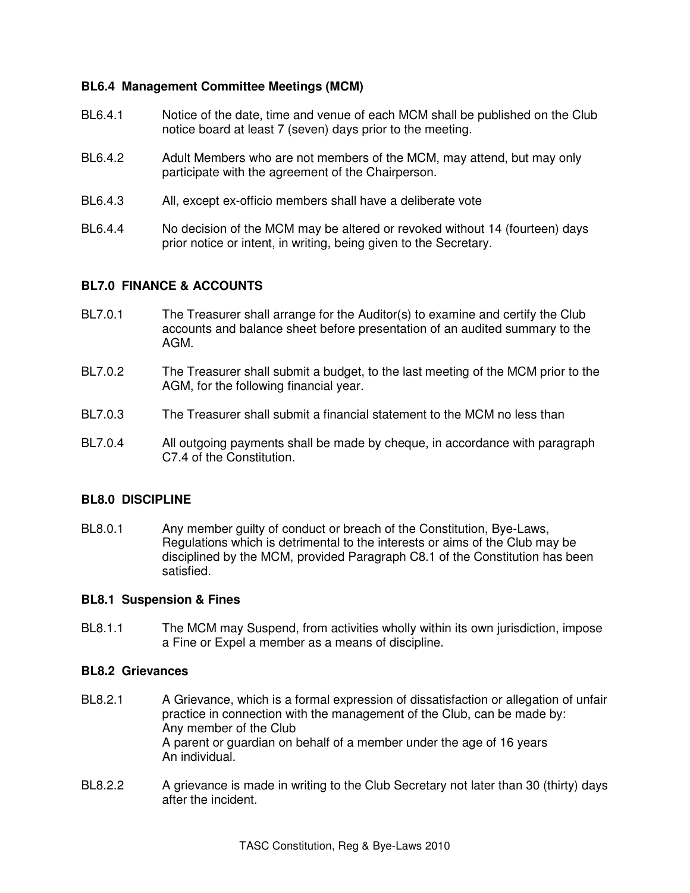### BL6.4 Management Committee Meetings (MCM)

BL6.4.1 Notice of the date, time and venue of each MCM shall be published on the Club notice board at least 7 (seven) days prior to the meeting.

BL6.4.2 Adult Members who are not members of the MCM, may attend, but may only participate with the agreement of the Chairperson.

BL6.4.3 All, except ex-officio members shall have a deliberate vote

BL6.4.4 No decision of the MCM may be altered or revoked without 14 (fourteen) days prior notice or intent, in writing, being given to the Secretary.

## BL7.0 FINANCE & ACCOUNTS

BL7.0.1 The Treasurer shall arrange for the Auditor(s) to examine and certify the Club accounts and balance sheet before presentation of an audited summary to the AGM.

BL7.0.2 The Treasurer shall submit a budget, to the last meeting of the MCM prior to the AGM, for the following financial year.

BL7.0.3 The Treasurer shall submit a financial statement to the MCM no less than

BL7.0.4 All outgoing payments shall be made by cheque, in accordance with paragraph C7.4 of the Constitution.

## BL8.0 DISCIPLINE

BL8.0.1 Any member guilty of conduct or breach of the Constitution, Bye-Laws, Regulations which is detrimental to the interests or aims of the Club may be disciplined by the MCM, provided Paragraph C8.1 of the Constitution has been satisfied.

### BL8.1 Suspension & Fines

BL8.1.1 The MCM may Suspend, from activities wholly within its own jurisdiction, impose a Fine or Expel a member as a means of discipline.

### BL8.2 Grievances

BL8.2.1 A Grievance, which is a formal expression of dissatisfaction or allegation of unfair practice in connection with the management of the Club, can be made by:
Any member of the Club
A parent or guardian on behalf of a member under the age of 16 years
An individual.

BL8.2.2 A grievance is made in writing to the Club Secretary not later than 30 (thirty) days after the incident.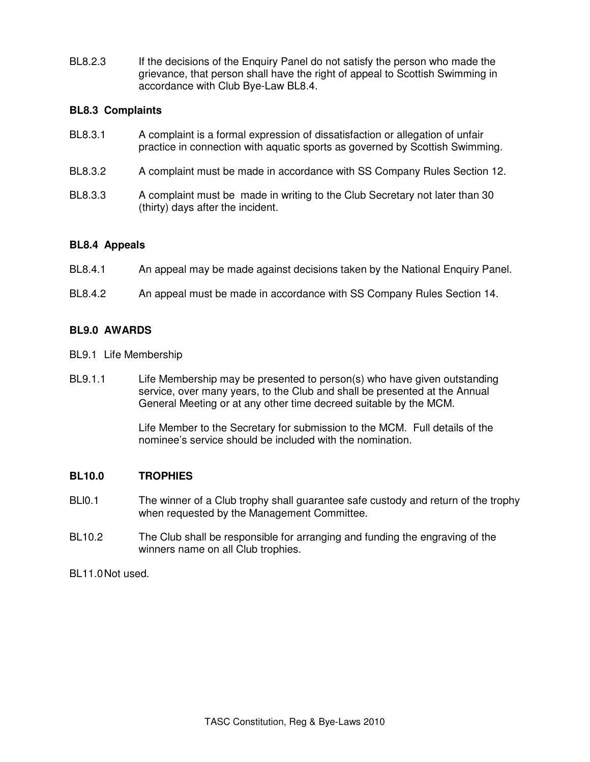BL8.2.3 If the decisions of the Enquiry Panel do not satisfy the person who made the grievance, that person shall have the right of appeal to Scottish Swimming in accordance with Club Bye-Law BL8.4.

**BL8.3 Complaints**

BL8.3.1 A complaint is a formal expression of dissatisfaction or allegation of unfair practice in connection with aquatic sports as governed by Scottish Swimming.

BL8.3.2 A complaint must be made in accordance with SS Company Rules Section 12.

BL8.3.3 A complaint must be made in writing to the Club Secretary not later than 30 (thirty) days after the incident.

**BL8.4 Appeals**

BL8.4.1 An appeal may be made against decisions taken by the National Enquiry Panel.

BL8.4.2 An appeal must be made in accordance with SS Company Rules Section 14.

**BL9.0 AWARDS**

BL9.1 Life Membership

BL9.1.1 Life Membership may be presented to person(s) who have given outstanding service, over many years, to the Club and shall be presented at the Annual General Meeting or at any other time decreed suitable by the MCM.

Life Member to the Secretary for submission to the MCM. Full details of the nominee's service should be included with the nomination.

**BL10.0 TROPHIES**

BLl0.1 The winner of a Club trophy shall guarantee safe custody and return of the trophy when requested by the Management Committee.

BL10.2 The Club shall be responsible for arranging and funding the engraving of the winners name on all Club trophies.

BL11.0 Not used.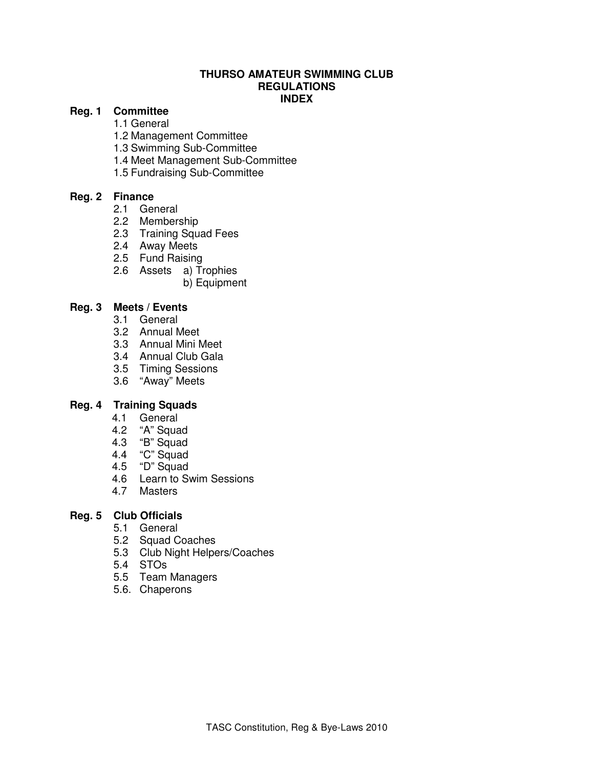# THURSO AMATEUR SWIMMING CLUB
## REGULATIONS
## INDEX

**Reg. 1 Committee**

- 1.1 General
- 1.2 Management Committee
- 1.3 Swimming Sub-Committee
- 1.4 Meet Management Sub-Committee
- 1.5 Fundraising Sub-Committee

**Reg. 2 Finance**

- 2.1 General
- 2.2 Membership
- 2.3 Training Squad Fees
- 2.4 Away Meets
- 2.5 Fund Raising
- 2.6 Assets
  - a) Trophies
  - b) Equipment

**Reg. 3 Meets / Events**

- 3.1 General
- 3.2 Annual Meet
- 3.3 Annual Mini Meet
- 3.4 Annual Club Gala
- 3.5 Timing Sessions
- 3.6 "Away" Meets

**Reg. 4 Training Squads**

- 4.1 General
- 4.2 "A" Squad
- 4.3 "B" Squad
- 4.4 "C" Squad
- 4.5 "D" Squad
- 4.6 Learn to Swim Sessions
- 4.7 Masters

**Reg. 5 Club Officials**

- 5.1 General
- 5.2 Squad Coaches
- 5.3 Club Night Helpers/Coaches
- 5.4 STOs
- 5.5 Team Managers
- 5.6. Chaperons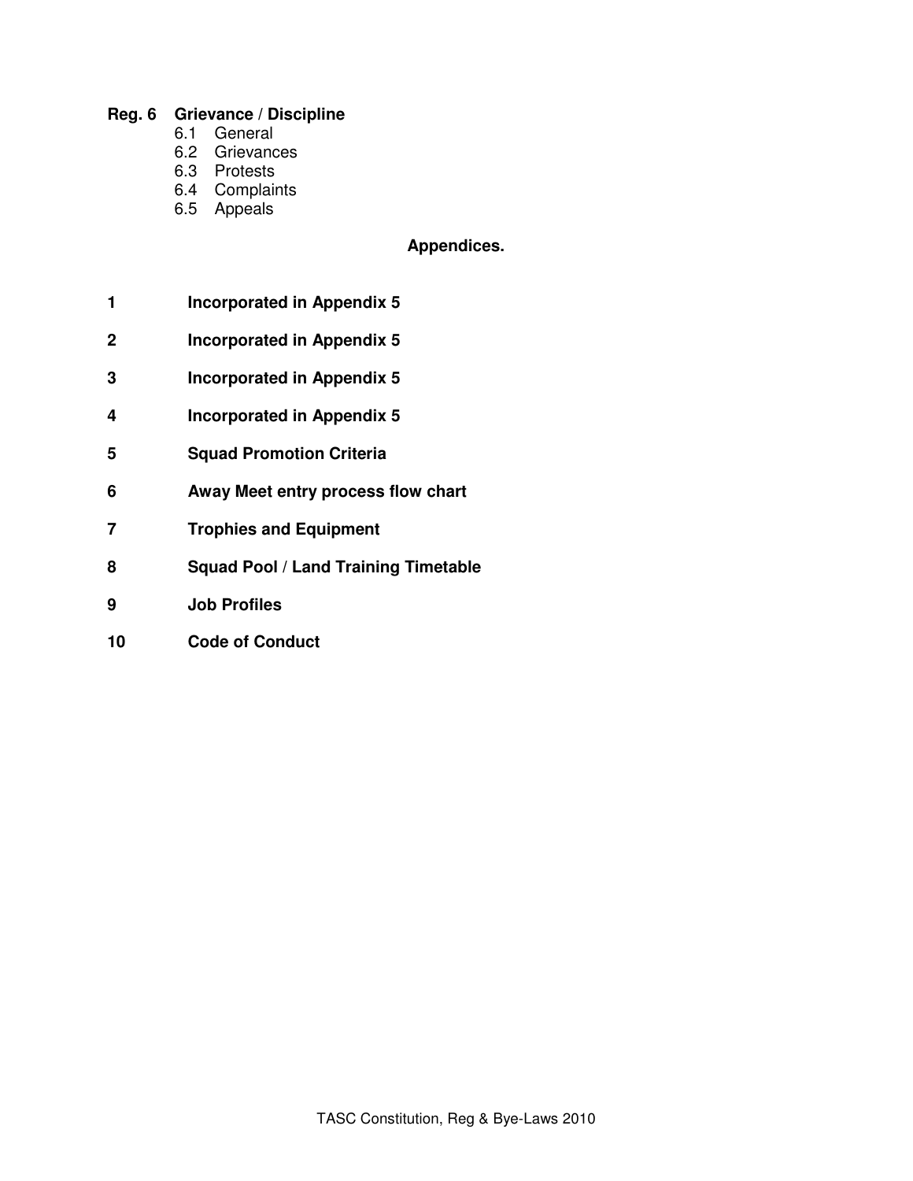**Reg. 6 Grievance / Discipline**

- 6.1 General
- 6.2 Grievances
- 6.3 Protests
- 6.4 Complaints
- 6.5 Appeals

**Appendices.**

**1 Incorporated in Appendix 5**

**2 Incorporated in Appendix 5**

**3 Incorporated in Appendix 5**

**4 Incorporated in Appendix 5**

**5 Squad Promotion Criteria**

**6 Away Meet entry process flow chart**

**7 Trophies and Equipment**

**8 Squad Pool / Land Training Timetable**

**9 Job Profiles**

**10 Code of Conduct**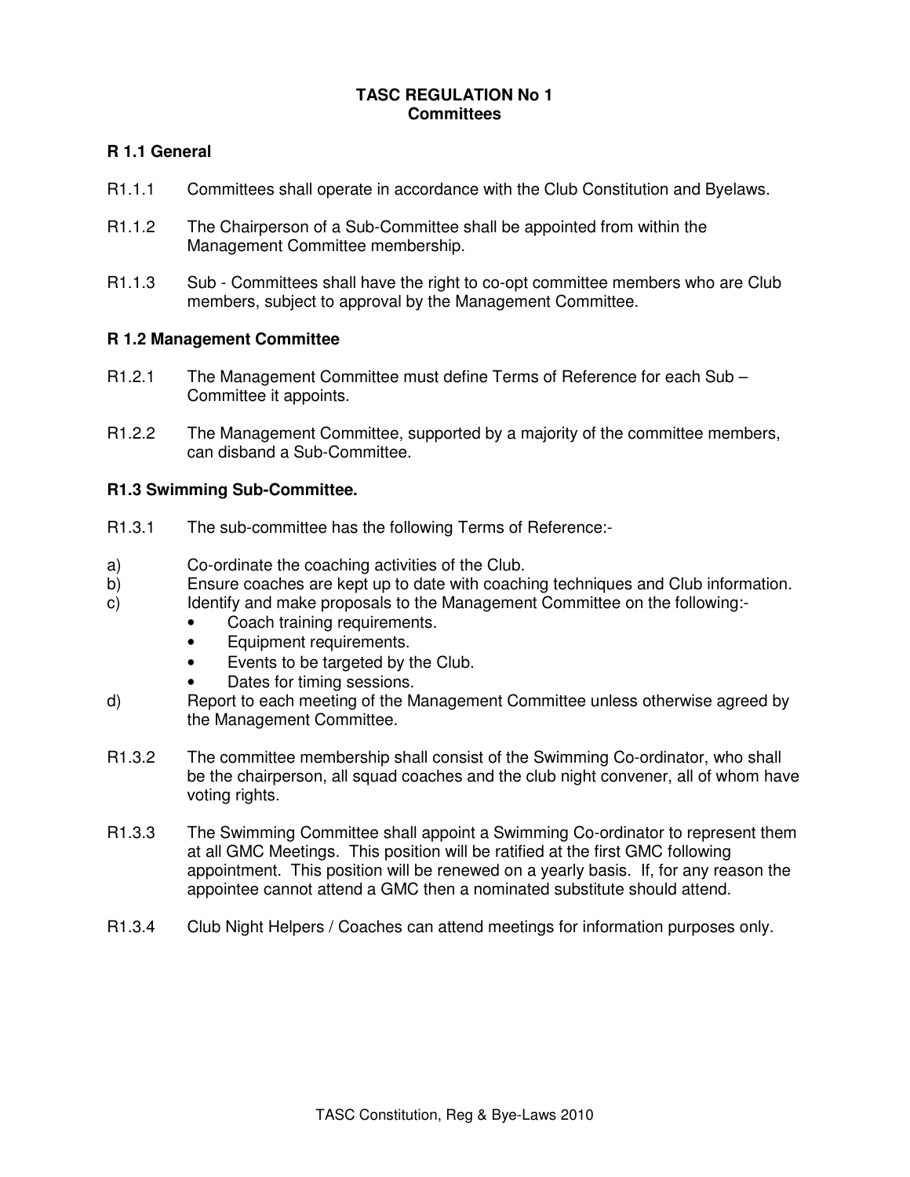# TASC REGULATION No 1
## Committees

### R 1.1 General

R1.1.1 Committees shall operate in accordance with the Club Constitution and Byelaws.

R1.1.2 The Chairperson of a Sub-Committee shall be appointed from within the Management Committee membership.

R1.1.3 Sub - Committees shall have the right to co-opt committee members who are Club members, subject to approval by the Management Committee.

### R 1.2 Management Committee

R1.2.1 The Management Committee must define Terms of Reference for each Sub – Committee it appoints.

R1.2.2 The Management Committee, supported by a majority of the committee members, can disband a Sub-Committee.

### R1.3 Swimming Sub-Committee.

R1.3.1 The sub-committee has the following Terms of Reference:-

a) Co-ordinate the coaching activities of the Club.

b) Ensure coaches are kept up to date with coaching techniques and Club information.

c) Identify and make proposals to the Management Committee on the following:-
   - Coach training requirements.
   - Equipment requirements.
   - Events to be targeted by the Club.
   - Dates for timing sessions.

d) Report to each meeting of the Management Committee unless otherwise agreed by the Management Committee.

R1.3.2 The committee membership shall consist of the Swimming Co-ordinator, who shall be the chairperson, all squad coaches and the club night convener, all of whom have voting rights.

R1.3.3 The Swimming Committee shall appoint a Swimming Co-ordinator to represent them at all GMC Meetings. This position will be ratified at the first GMC following appointment. This position will be renewed on a yearly basis. If, for any reason the appointee cannot attend a GMC then a nominated substitute should attend.

R1.3.4 Club Night Helpers / Coaches can attend meetings for information purposes only.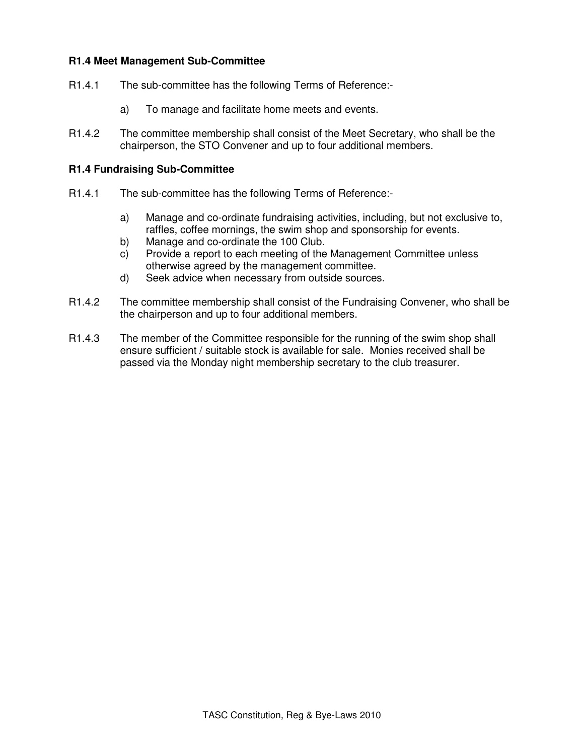### R1.4 Meet Management Sub-Committee

R1.4.1 The sub-committee has the following Terms of Reference:-

a) To manage and facilitate home meets and events.

R1.4.2 The committee membership shall consist of the Meet Secretary, who shall be the chairperson, the STO Convener and up to four additional members.

### R1.4 Fundraising Sub-Committee

R1.4.1 The sub-committee has the following Terms of Reference:-

a) Manage and co-ordinate fundraising activities, including, but not exclusive to, raffles, coffee mornings, the swim shop and sponsorship for events.
b) Manage and co-ordinate the 100 Club.
c) Provide a report to each meeting of the Management Committee unless otherwise agreed by the management committee.
d) Seek advice when necessary from outside sources.

R1.4.2 The committee membership shall consist of the Fundraising Convener, who shall be the chairperson and up to four additional members.

R1.4.3 The member of the Committee responsible for the running of the swim shop shall ensure sufficient / suitable stock is available for sale. Monies received shall be passed via the Monday night membership secretary to the club treasurer.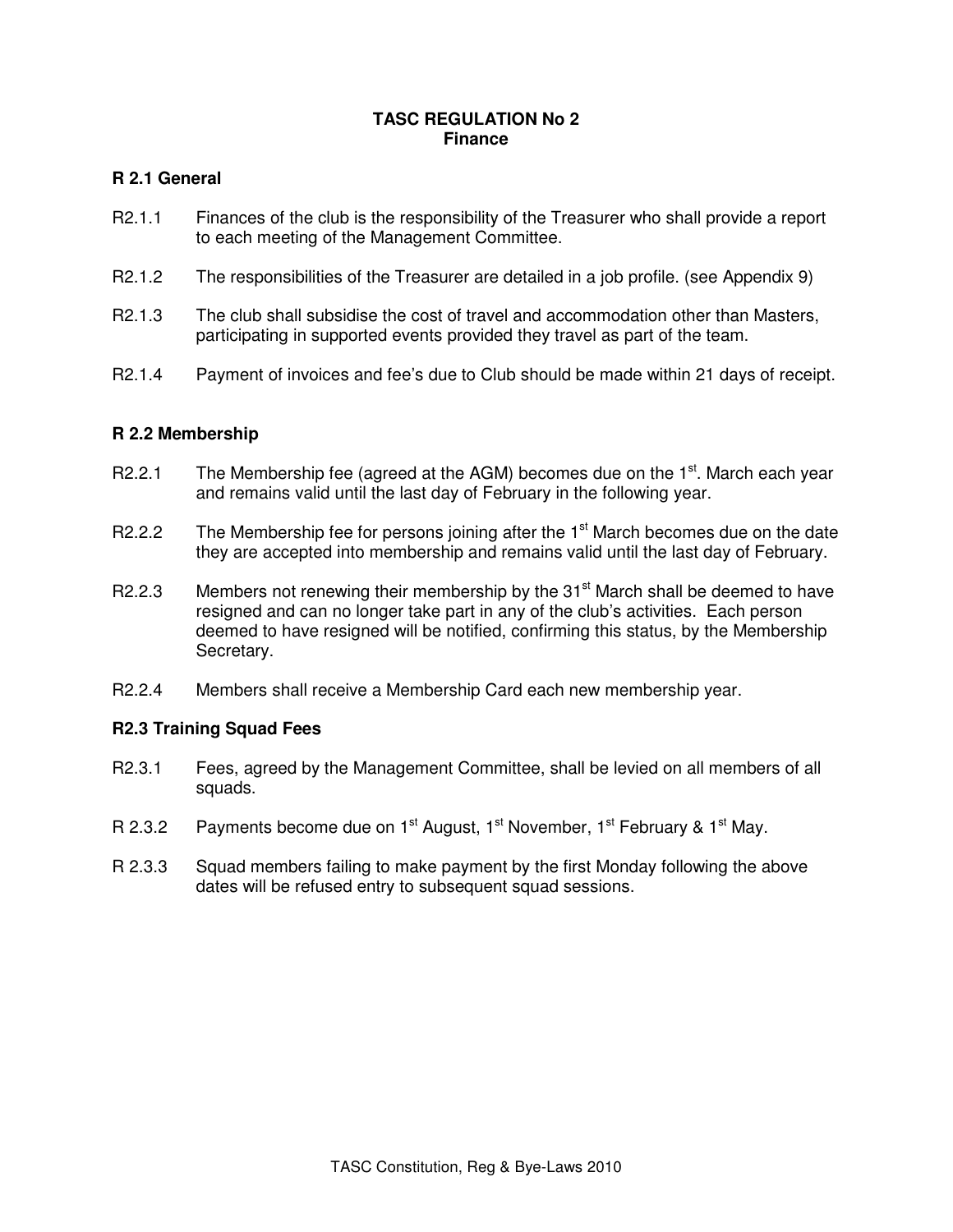# TASC REGULATION No 2
## Finance

### R 2.1 General

R2.1.1 Finances of the club is the responsibility of the Treasurer who shall provide a report to each meeting of the Management Committee.

R2.1.2 The responsibilities of the Treasurer are detailed in a job profile. (see Appendix 9)

R2.1.3 The club shall subsidise the cost of travel and accommodation other than Masters, participating in supported events provided they travel as part of the team.

R2.1.4 Payment of invoices and fee's due to Club should be made within 21 days of receipt.

### R 2.2 Membership

R2.2.1 The Membership fee (agreed at the AGM) becomes due on the 1st. March each year and remains valid until the last day of February in the following year.

R2.2.2 The Membership fee for persons joining after the 1st March becomes due on the date they are accepted into membership and remains valid until the last day of February.

R2.2.3 Members not renewing their membership by the 31st March shall be deemed to have resigned and can no longer take part in any of the club's activities. Each person deemed to have resigned will be notified, confirming this status, by the Membership Secretary.

R2.2.4 Members shall receive a Membership Card each new membership year.

### R2.3 Training Squad Fees

R2.3.1 Fees, agreed by the Management Committee, shall be levied on all members of all squads.

R 2.3.2 Payments become due on 1st August, 1st November, 1st February & 1st May.

R 2.3.3 Squad members failing to make payment by the first Monday following the above dates will be refused entry to subsequent squad sessions.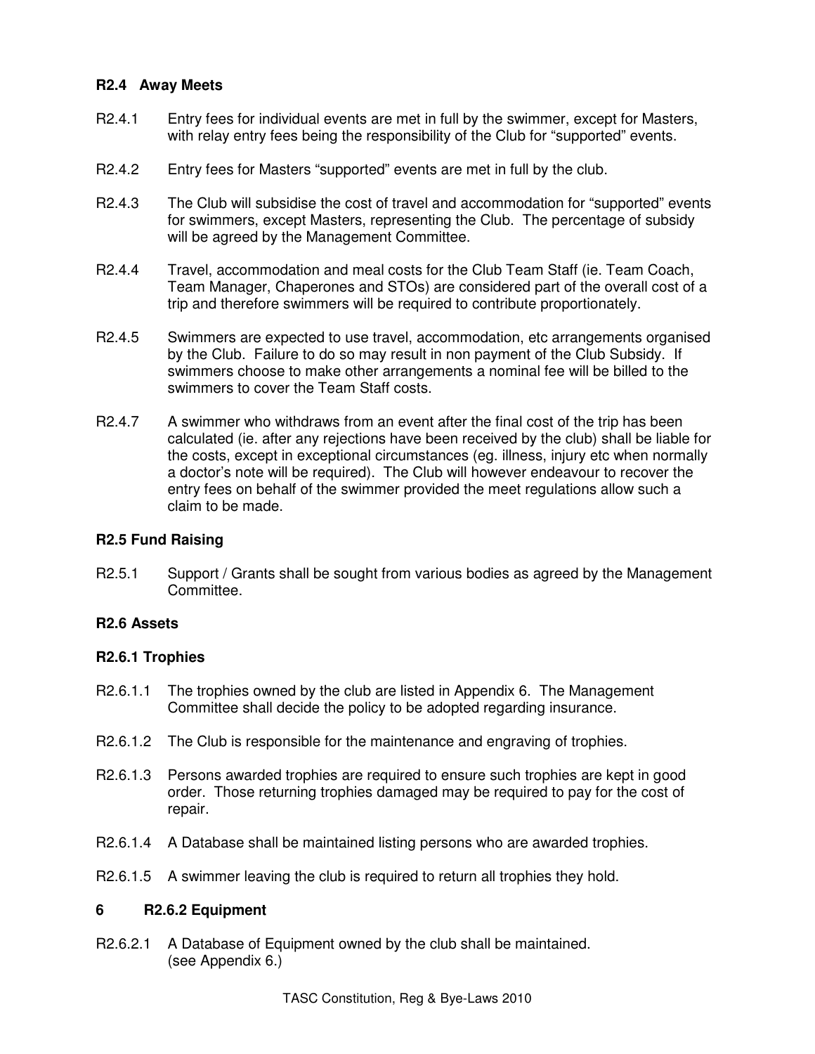**R2.4 Away Meets**

R2.4.1 Entry fees for individual events are met in full by the swimmer, except for Masters, with relay entry fees being the responsibility of the Club for "supported" events.

R2.4.2 Entry fees for Masters "supported" events are met in full by the club.

R2.4.3 The Club will subsidise the cost of travel and accommodation for "supported" events for swimmers, except Masters, representing the Club. The percentage of subsidy will be agreed by the Management Committee.

R2.4.4 Travel, accommodation and meal costs for the Club Team Staff (ie. Team Coach, Team Manager, Chaperones and STOs) are considered part of the overall cost of a trip and therefore swimmers will be required to contribute proportionately.

R2.4.5 Swimmers are expected to use travel, accommodation, etc arrangements organised by the Club. Failure to do so may result in non payment of the Club Subsidy. If swimmers choose to make other arrangements a nominal fee will be billed to the swimmers to cover the Team Staff costs.

R2.4.7 A swimmer who withdraws from an event after the final cost of the trip has been calculated (ie. after any rejections have been received by the club) shall be liable for the costs, except in exceptional circumstances (eg. illness, injury etc when normally a doctor's note will be required). The Club will however endeavour to recover the entry fees on behalf of the swimmer provided the meet regulations allow such a claim to be made.

**R2.5 Fund Raising**

R2.5.1 Support / Grants shall be sought from various bodies as agreed by the Management Committee.

**R2.6 Assets**

**R2.6.1 Trophies**

R2.6.1.1 The trophies owned by the club are listed in Appendix 6. The Management Committee shall decide the policy to be adopted regarding insurance.

R2.6.1.2 The Club is responsible for the maintenance and engraving of trophies.

R2.6.1.3 Persons awarded trophies are required to ensure such trophies are kept in good order. Those returning trophies damaged may be required to pay for the cost of repair.

R2.6.1.4 A Database shall be maintained listing persons who are awarded trophies.

R2.6.1.5 A swimmer leaving the club is required to return all trophies they hold.

**6 R2.6.2 Equipment**

R2.6.2.1 A Database of Equipment owned by the club shall be maintained. (see Appendix 6.)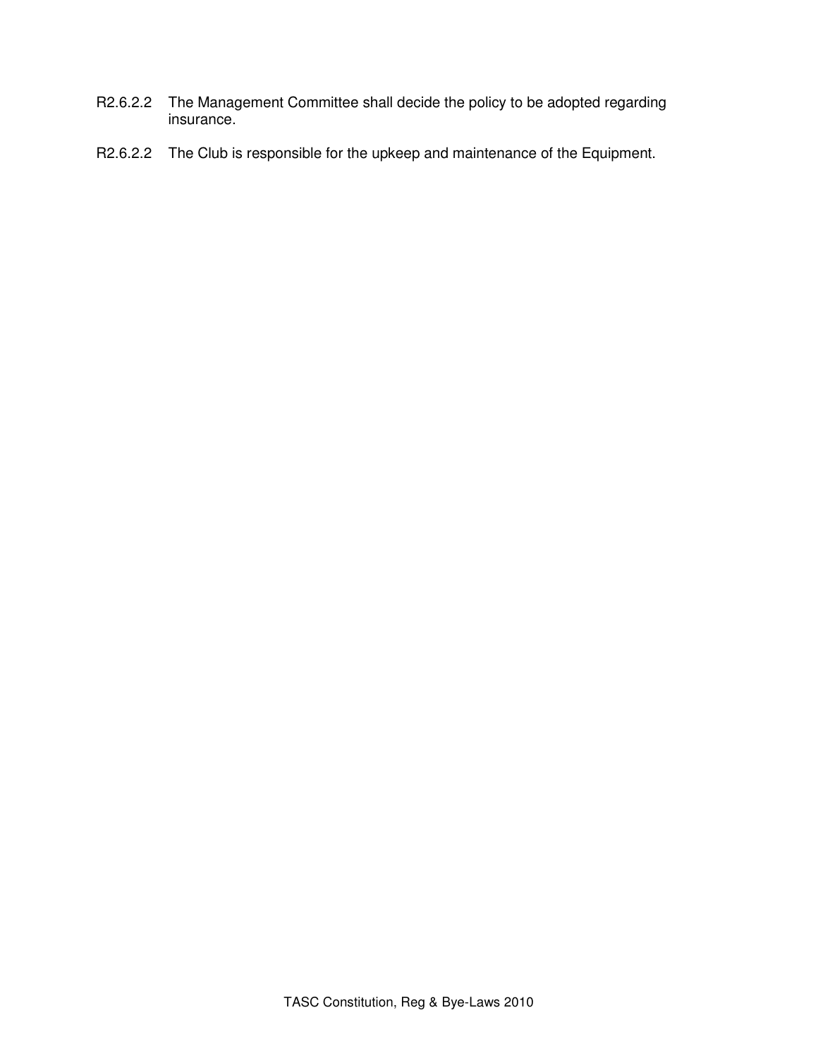R2.6.2.2 The Management Committee shall decide the policy to be adopted regarding insurance.

R2.6.2.2 The Club is responsible for the upkeep and maintenance of the Equipment.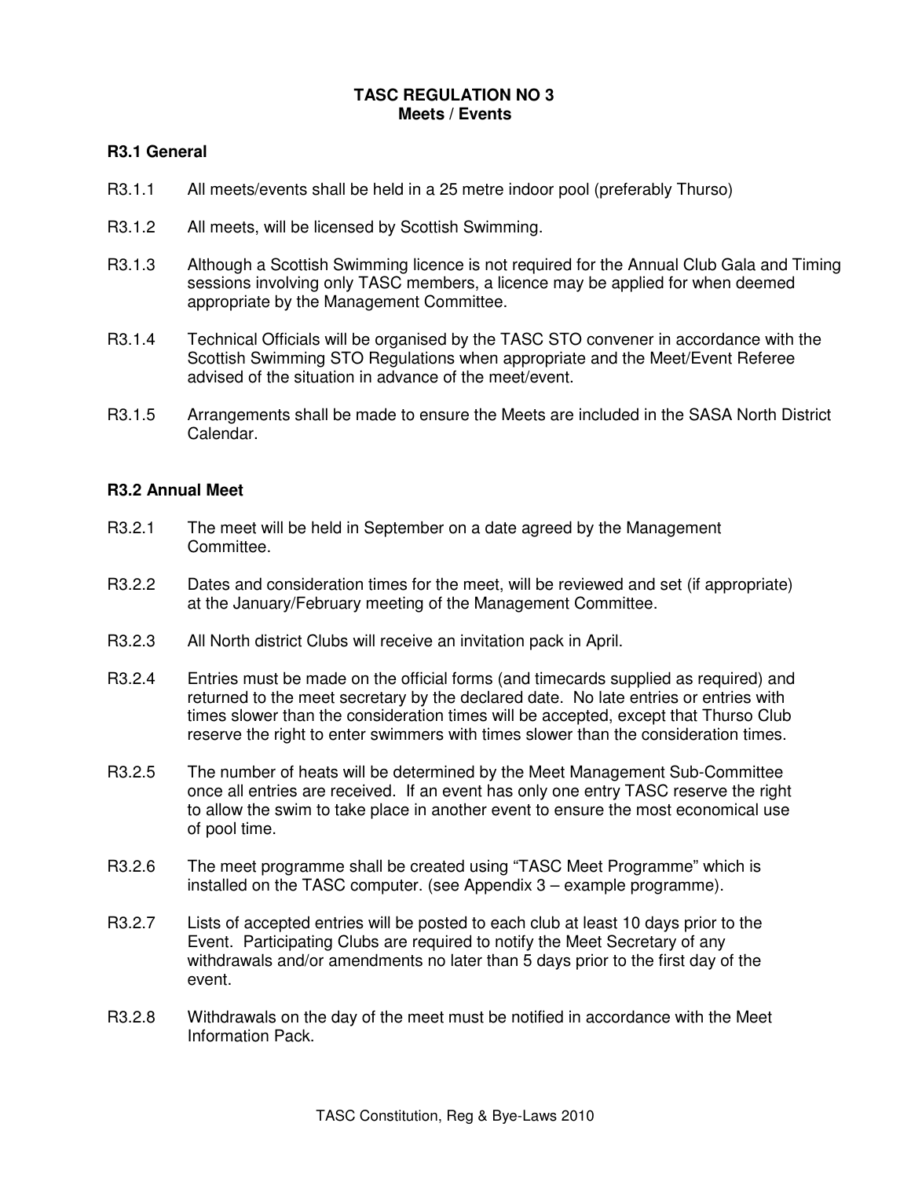# TASC REGULATION NO 3
## Meets / Events

### R3.1 General

R3.1.1 All meets/events shall be held in a 25 metre indoor pool (preferably Thurso)

R3.1.2 All meets, will be licensed by Scottish Swimming.

R3.1.3 Although a Scottish Swimming licence is not required for the Annual Club Gala and Timing sessions involving only TASC members, a licence may be applied for when deemed appropriate by the Management Committee.

R3.1.4 Technical Officials will be organised by the TASC STO convener in accordance with the Scottish Swimming STO Regulations when appropriate and the Meet/Event Referee advised of the situation in advance of the meet/event.

R3.1.5 Arrangements shall be made to ensure the Meets are included in the SASA North District Calendar.

### R3.2 Annual Meet

R3.2.1 The meet will be held in September on a date agreed by the Management Committee.

R3.2.2 Dates and consideration times for the meet, will be reviewed and set (if appropriate) at the January/February meeting of the Management Committee.

R3.2.3 All North district Clubs will receive an invitation pack in April.

R3.2.4 Entries must be made on the official forms (and timecards supplied as required) and returned to the meet secretary by the declared date. No late entries or entries with times slower than the consideration times will be accepted, except that Thurso Club reserve the right to enter swimmers with times slower than the consideration times.

R3.2.5 The number of heats will be determined by the Meet Management Sub-Committee once all entries are received. If an event has only one entry TASC reserve the right to allow the swim to take place in another event to ensure the most economical use of pool time.

R3.2.6 The meet programme shall be created using "TASC Meet Programme" which is installed on the TASC computer. (see Appendix 3 – example programme).

R3.2.7 Lists of accepted entries will be posted to each club at least 10 days prior to the Event. Participating Clubs are required to notify the Meet Secretary of any withdrawals and/or amendments no later than 5 days prior to the first day of the event.

R3.2.8 Withdrawals on the day of the meet must be notified in accordance with the Meet Information Pack.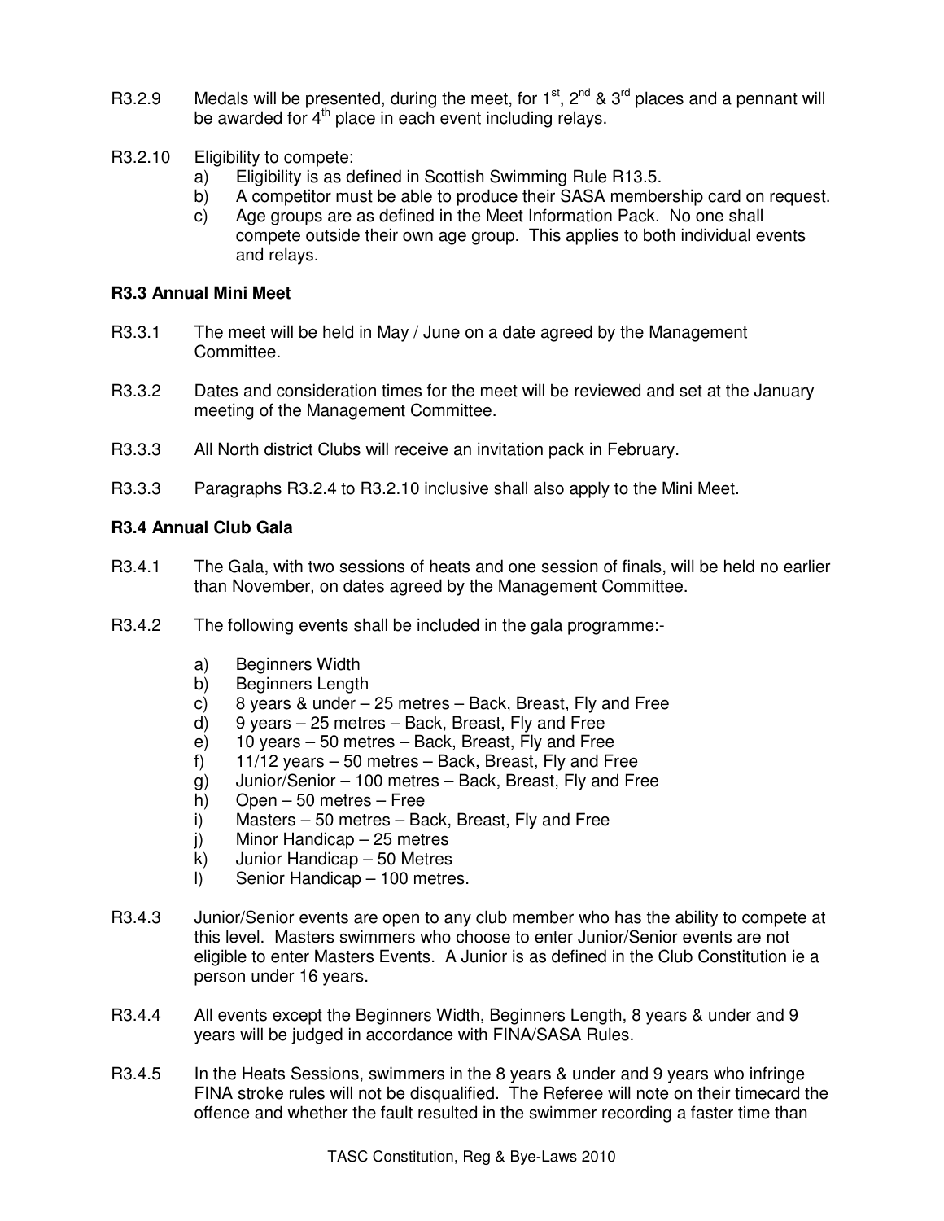R3.2.9 Medals will be presented, during the meet, for 1st, 2nd & 3rd places and a pennant will be awarded for 4th place in each event including relays.

R3.2.10 Eligibility to compete:

- a) Eligibility is as defined in Scottish Swimming Rule R13.5.
- b) A competitor must be able to produce their SASA membership card on request.
- c) Age groups are as defined in the Meet Information Pack. No one shall compete outside their own age group. This applies to both individual events and relays.

**R3.3 Annual Mini Meet**

R3.3.1 The meet will be held in May / June on a date agreed by the Management Committee.

R3.3.2 Dates and consideration times for the meet will be reviewed and set at the January meeting of the Management Committee.

R3.3.3 All North district Clubs will receive an invitation pack in February.

R3.3.3 Paragraphs R3.2.4 to R3.2.10 inclusive shall also apply to the Mini Meet.

**R3.4 Annual Club Gala**

R3.4.1 The Gala, with two sessions of heats and one session of finals, will be held no earlier than November, on dates agreed by the Management Committee.

R3.4.2 The following events shall be included in the gala programme:-

- a) Beginners Width
- b) Beginners Length
- c) 8 years & under – 25 metres – Back, Breast, Fly and Free
- d) 9 years – 25 metres – Back, Breast, Fly and Free
- e) 10 years – 50 metres – Back, Breast, Fly and Free
- f) 11/12 years – 50 metres – Back, Breast, Fly and Free
- g) Junior/Senior – 100 metres – Back, Breast, Fly and Free
- h) Open – 50 metres – Free
- i) Masters – 50 metres – Back, Breast, Fly and Free
- j) Minor Handicap – 25 metres
- k) Junior Handicap – 50 Metres
- l) Senior Handicap – 100 metres.

R3.4.3 Junior/Senior events are open to any club member who has the ability to compete at this level. Masters swimmers who choose to enter Junior/Senior events are not eligible to enter Masters Events. A Junior is as defined in the Club Constitution ie a person under 16 years.

R3.4.4 All events except the Beginners Width, Beginners Length, 8 years & under and 9 years will be judged in accordance with FINA/SASA Rules.

R3.4.5 In the Heats Sessions, swimmers in the 8 years & under and 9 years who infringe FINA stroke rules will not be disqualified. The Referee will note on their timecard the offence and whether the fault resulted in the swimmer recording a faster time than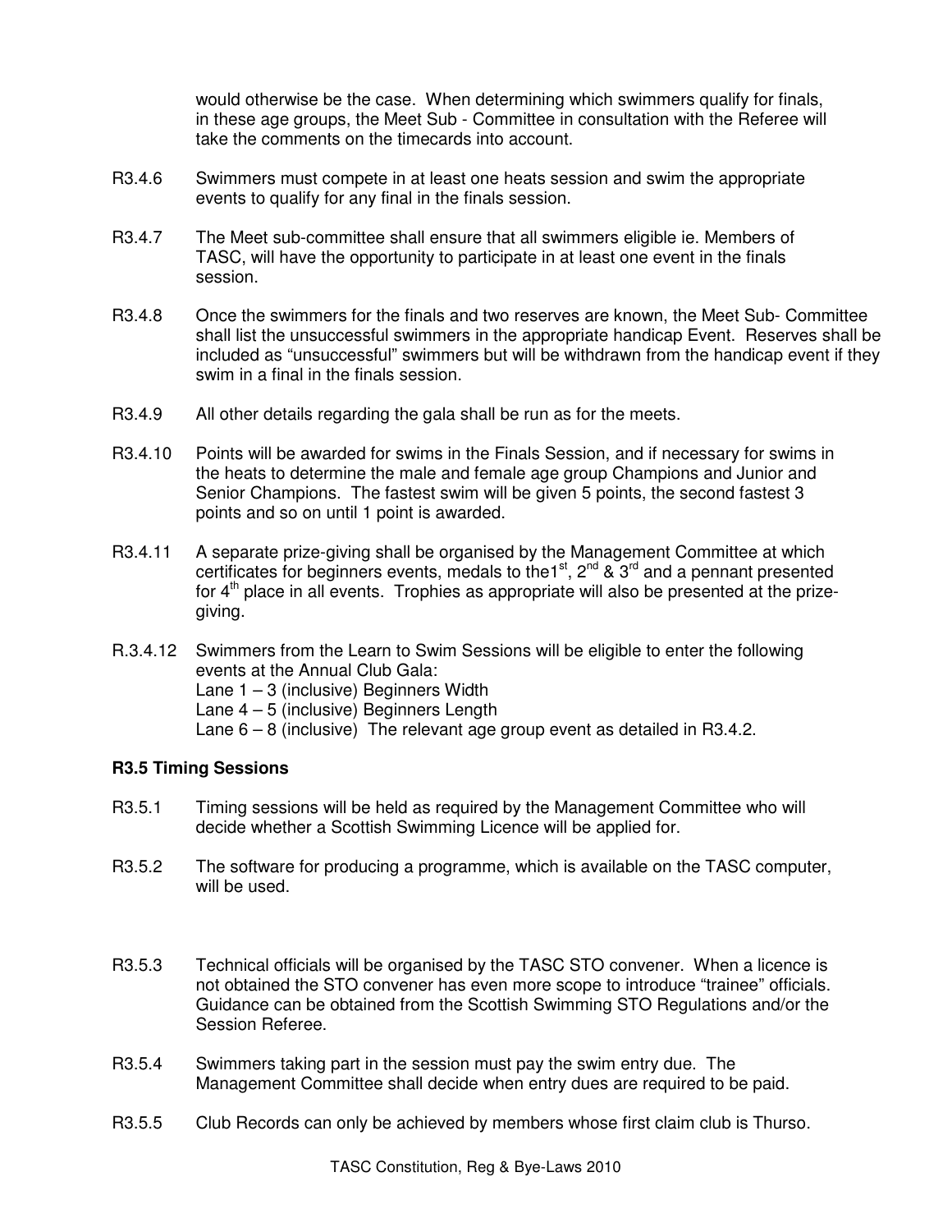would otherwise be the case. When determining which swimmers qualify for finals, in these age groups, the Meet Sub - Committee in consultation with the Referee will take the comments on the timecards into account.

R3.4.6 Swimmers must compete in at least one heats session and swim the appropriate events to qualify for any final in the finals session.

R3.4.7 The Meet sub-committee shall ensure that all swimmers eligible ie. Members of TASC, will have the opportunity to participate in at least one event in the finals session.

R3.4.8 Once the swimmers for the finals and two reserves are known, the Meet Sub- Committee shall list the unsuccessful swimmers in the appropriate handicap Event. Reserves shall be included as "unsuccessful" swimmers but will be withdrawn from the handicap event if they swim in a final in the finals session.

R3.4.9 All other details regarding the gala shall be run as for the meets.

R3.4.10 Points will be awarded for swims in the Finals Session, and if necessary for swims in the heats to determine the male and female age group Champions and Junior and Senior Champions. The fastest swim will be given 5 points, the second fastest 3 points and so on until 1 point is awarded.

R3.4.11 A separate prize-giving shall be organised by the Management Committee at which certificates for beginners events, medals to the1st, 2nd & 3rd and a pennant presented for 4th place in all events. Trophies as appropriate will also be presented at the prize-giving.

R.3.4.12 Swimmers from the Learn to Swim Sessions will be eligible to enter the following events at the Annual Club Gala:
Lane 1 – 3 (inclusive) Beginners Width
Lane 4 – 5 (inclusive) Beginners Length
Lane 6 – 8 (inclusive) The relevant age group event as detailed in R3.4.2.

**R3.5 Timing Sessions**

R3.5.1 Timing sessions will be held as required by the Management Committee who will decide whether a Scottish Swimming Licence will be applied for.

R3.5.2 The software for producing a programme, which is available on the TASC computer, will be used.

R3.5.3 Technical officials will be organised by the TASC STO convener. When a licence is not obtained the STO convener has even more scope to introduce "trainee" officials. Guidance can be obtained from the Scottish Swimming STO Regulations and/or the Session Referee.

R3.5.4 Swimmers taking part in the session must pay the swim entry due. The Management Committee shall decide when entry dues are required to be paid.

R3.5.5 Club Records can only be achieved by members whose first claim club is Thurso.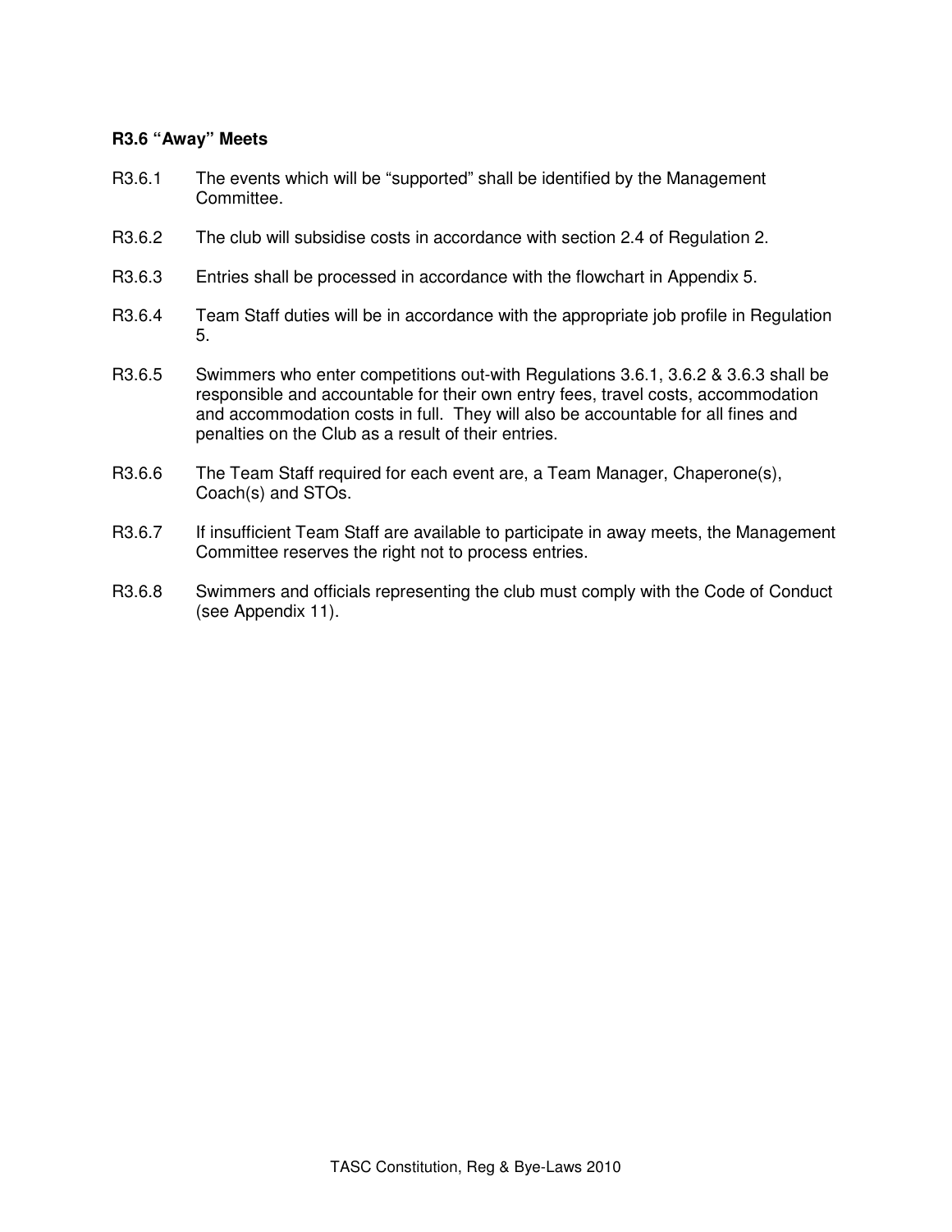**R3.6 "Away" Meets**

R3.6.1 The events which will be "supported" shall be identified by the Management Committee.

R3.6.2 The club will subsidise costs in accordance with section 2.4 of Regulation 2.

R3.6.3 Entries shall be processed in accordance with the flowchart in Appendix 5.

R3.6.4 Team Staff duties will be in accordance with the appropriate job profile in Regulation 5.

R3.6.5 Swimmers who enter competitions out-with Regulations 3.6.1, 3.6.2 & 3.6.3 shall be responsible and accountable for their own entry fees, travel costs, accommodation and accommodation costs in full. They will also be accountable for all fines and penalties on the Club as a result of their entries.

R3.6.6 The Team Staff required for each event are, a Team Manager, Chaperone(s), Coach(s) and STOs.

R3.6.7 If insufficient Team Staff are available to participate in away meets, the Management Committee reserves the right not to process entries.

R3.6.8 Swimmers and officials representing the club must comply with the Code of Conduct (see Appendix 11).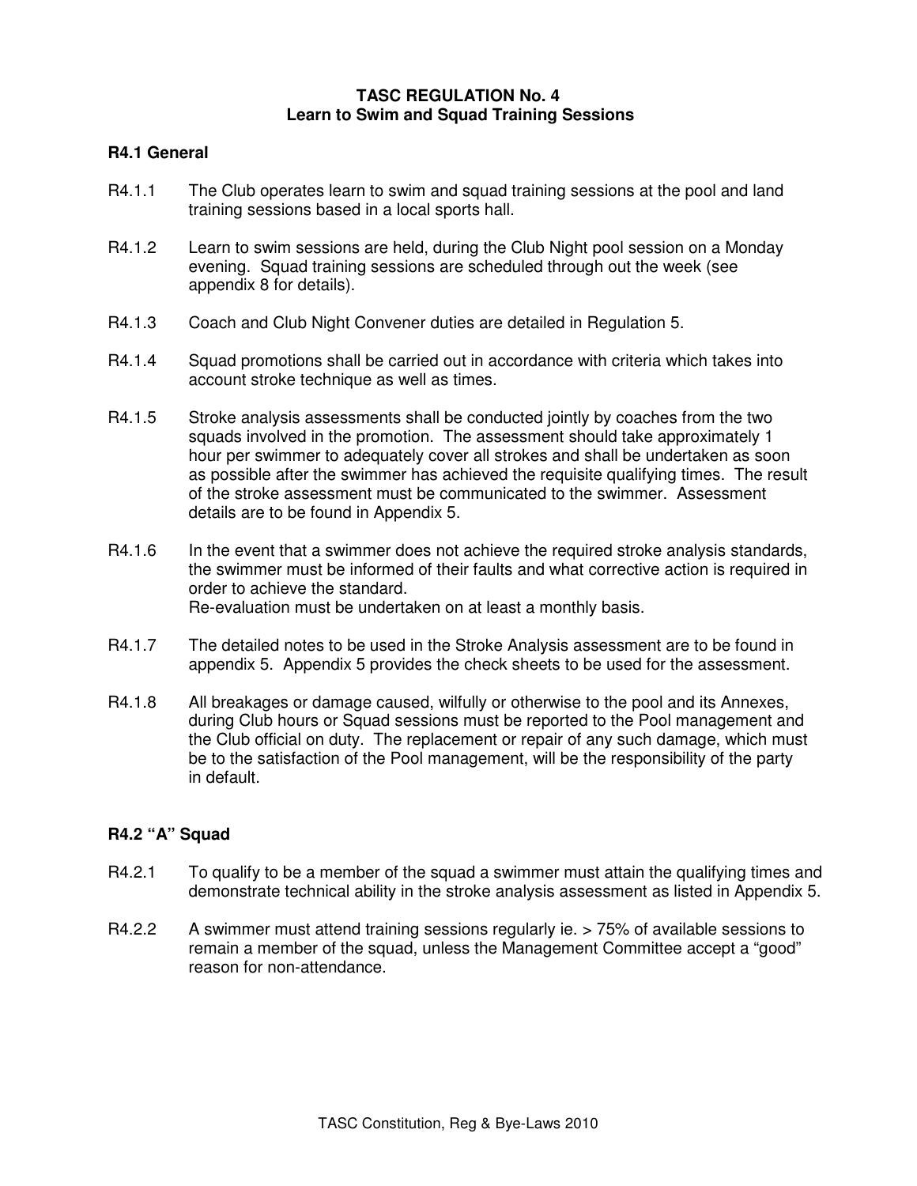**TASC REGULATION No. 4**
**Learn to Swim and Squad Training Sessions**

## R4.1 General

R4.1.1 The Club operates learn to swim and squad training sessions at the pool and land training sessions based in a local sports hall.

R4.1.2 Learn to swim sessions are held, during the Club Night pool session on a Monday evening. Squad training sessions are scheduled through out the week (see appendix 8 for details).

R4.1.3 Coach and Club Night Convener duties are detailed in Regulation 5.

R4.1.4 Squad promotions shall be carried out in accordance with criteria which takes into account stroke technique as well as times.

R4.1.5 Stroke analysis assessments shall be conducted jointly by coaches from the two squads involved in the promotion. The assessment should take approximately 1 hour per swimmer to adequately cover all strokes and shall be undertaken as soon as possible after the swimmer has achieved the requisite qualifying times. The result of the stroke assessment must be communicated to the swimmer. Assessment details are to be found in Appendix 5.

R4.1.6 In the event that a swimmer does not achieve the required stroke analysis standards, the swimmer must be informed of their faults and what corrective action is required in order to achieve the standard.
Re-evaluation must be undertaken on at least a monthly basis.

R4.1.7 The detailed notes to be used in the Stroke Analysis assessment are to be found in appendix 5. Appendix 5 provides the check sheets to be used for the assessment.

R4.1.8 All breakages or damage caused, wilfully or otherwise to the pool and its Annexes, during Club hours or Squad sessions must be reported to the Pool management and the Club official on duty. The replacement or repair of any such damage, which must be to the satisfaction of the Pool management, will be the responsibility of the party in default.

## R4.2 "A" Squad

R4.2.1 To qualify to be a member of the squad a swimmer must attain the qualifying times and demonstrate technical ability in the stroke analysis assessment as listed in Appendix 5.

R4.2.2 A swimmer must attend training sessions regularly ie. > 75% of available sessions to remain a member of the squad, unless the Management Committee accept a "good" reason for non-attendance.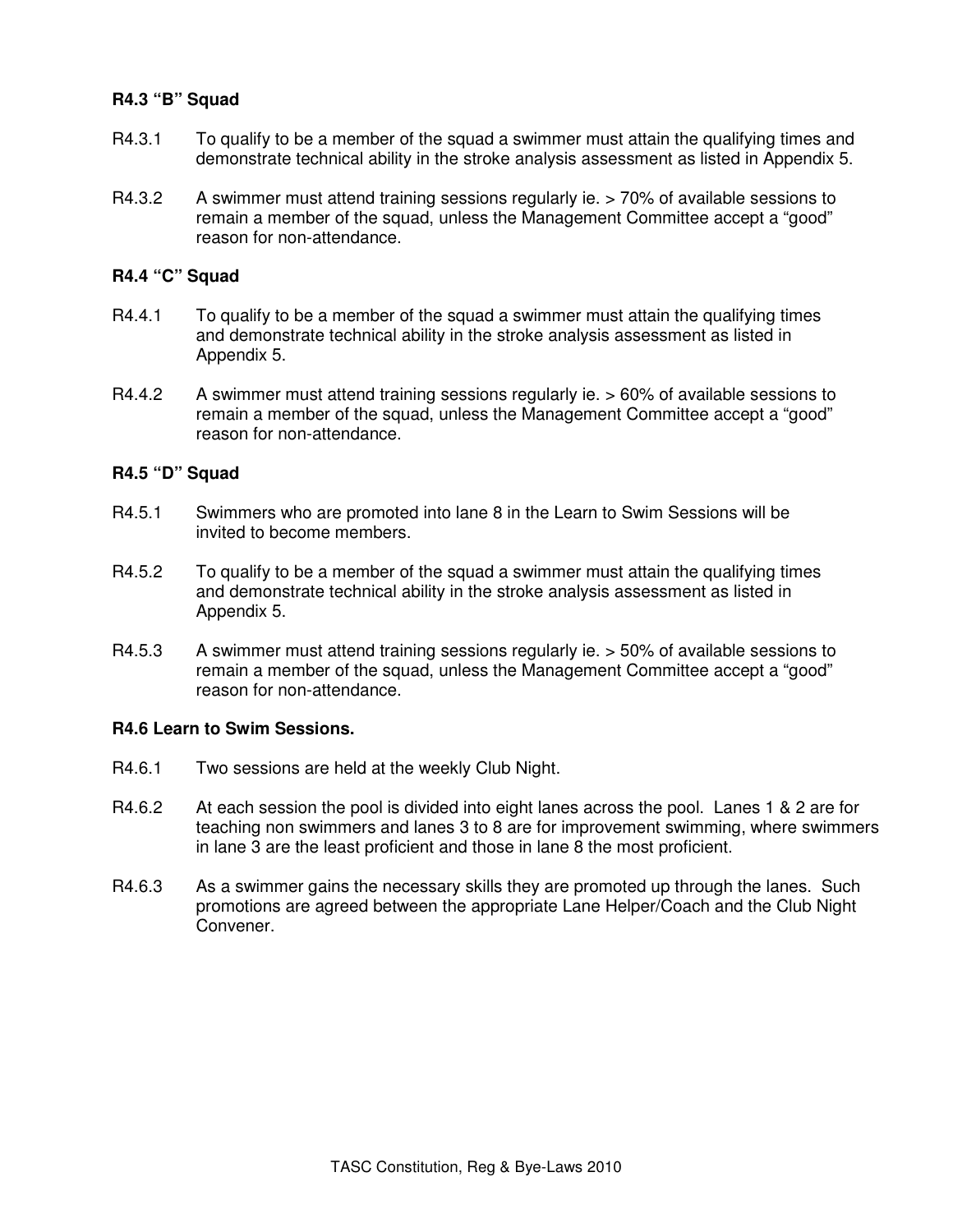### R4.3 "B" Squad

R4.3.1 To qualify to be a member of the squad a swimmer must attain the qualifying times and demonstrate technical ability in the stroke analysis assessment as listed in Appendix 5.

R4.3.2 A swimmer must attend training sessions regularly ie. > 70% of available sessions to remain a member of the squad, unless the Management Committee accept a "good" reason for non-attendance.

### R4.4 "C" Squad

R4.4.1 To qualify to be a member of the squad a swimmer must attain the qualifying times and demonstrate technical ability in the stroke analysis assessment as listed in Appendix 5.

R4.4.2 A swimmer must attend training sessions regularly ie. > 60% of available sessions to remain a member of the squad, unless the Management Committee accept a "good" reason for non-attendance.

### R4.5 "D" Squad

R4.5.1 Swimmers who are promoted into lane 8 in the Learn to Swim Sessions will be invited to become members.

R4.5.2 To qualify to be a member of the squad a swimmer must attain the qualifying times and demonstrate technical ability in the stroke analysis assessment as listed in Appendix 5.

R4.5.3 A swimmer must attend training sessions regularly ie. > 50% of available sessions to remain a member of the squad, unless the Management Committee accept a "good" reason for non-attendance.

### R4.6 Learn to Swim Sessions.

R4.6.1 Two sessions are held at the weekly Club Night.

R4.6.2 At each session the pool is divided into eight lanes across the pool. Lanes 1 & 2 are for teaching non swimmers and lanes 3 to 8 are for improvement swimming, where swimmers in lane 3 are the least proficient and those in lane 8 the most proficient.

R4.6.3 As a swimmer gains the necessary skills they are promoted up through the lanes. Such promotions are agreed between the appropriate Lane Helper/Coach and the Club Night Convener.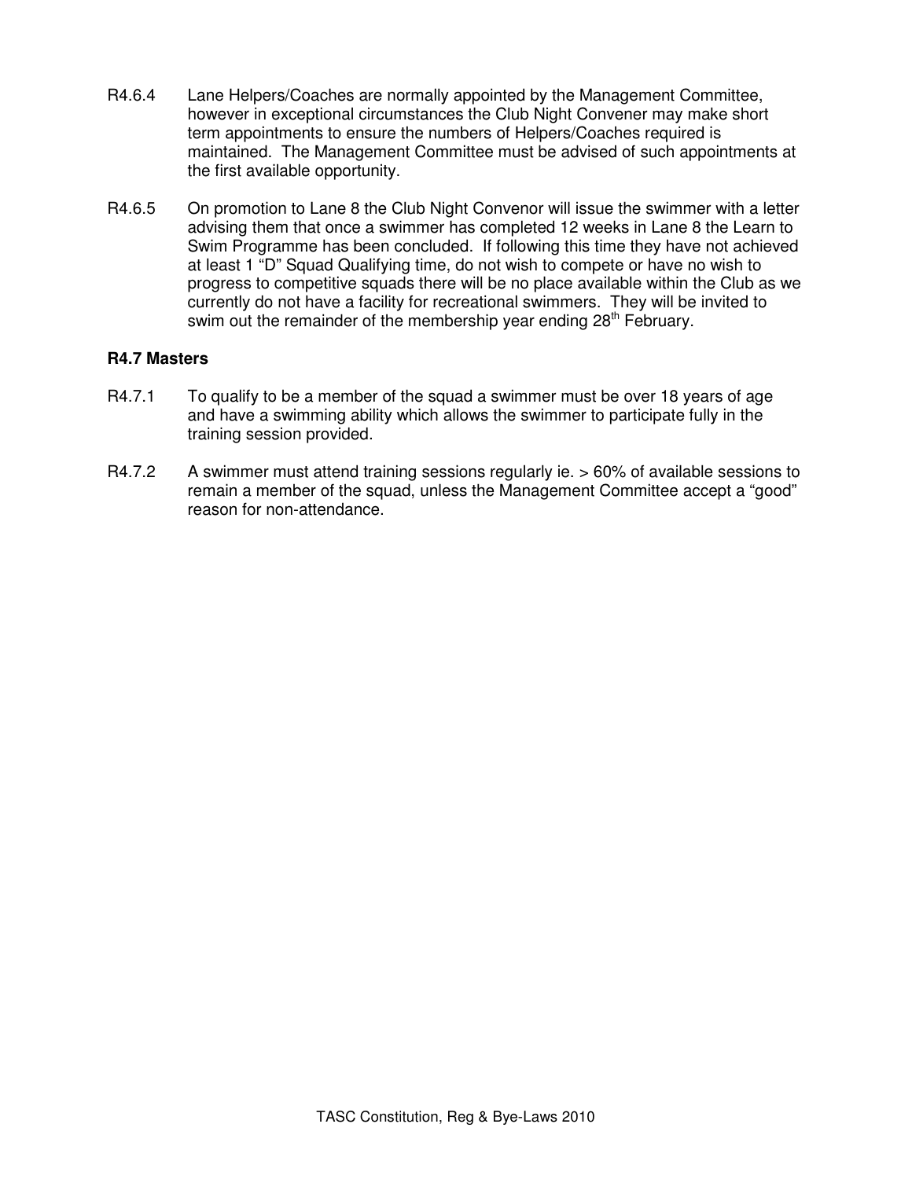R4.6.4 Lane Helpers/Coaches are normally appointed by the Management Committee, however in exceptional circumstances the Club Night Convener may make short term appointments to ensure the numbers of Helpers/Coaches required is maintained. The Management Committee must be advised of such appointments at the first available opportunity.

R4.6.5 On promotion to Lane 8 the Club Night Convenor will issue the swimmer with a letter advising them that once a swimmer has completed 12 weeks in Lane 8 the Learn to Swim Programme has been concluded. If following this time they have not achieved at least 1 "D" Squad Qualifying time, do not wish to compete or have no wish to progress to competitive squads there will be no place available within the Club as we currently do not have a facility for recreational swimmers. They will be invited to swim out the remainder of the membership year ending 28th February.

**R4.7 Masters**

R4.7.1 To qualify to be a member of the squad a swimmer must be over 18 years of age and have a swimming ability which allows the swimmer to participate fully in the training session provided.

R4.7.2 A swimmer must attend training sessions regularly ie. > 60% of available sessions to remain a member of the squad, unless the Management Committee accept a "good" reason for non-attendance.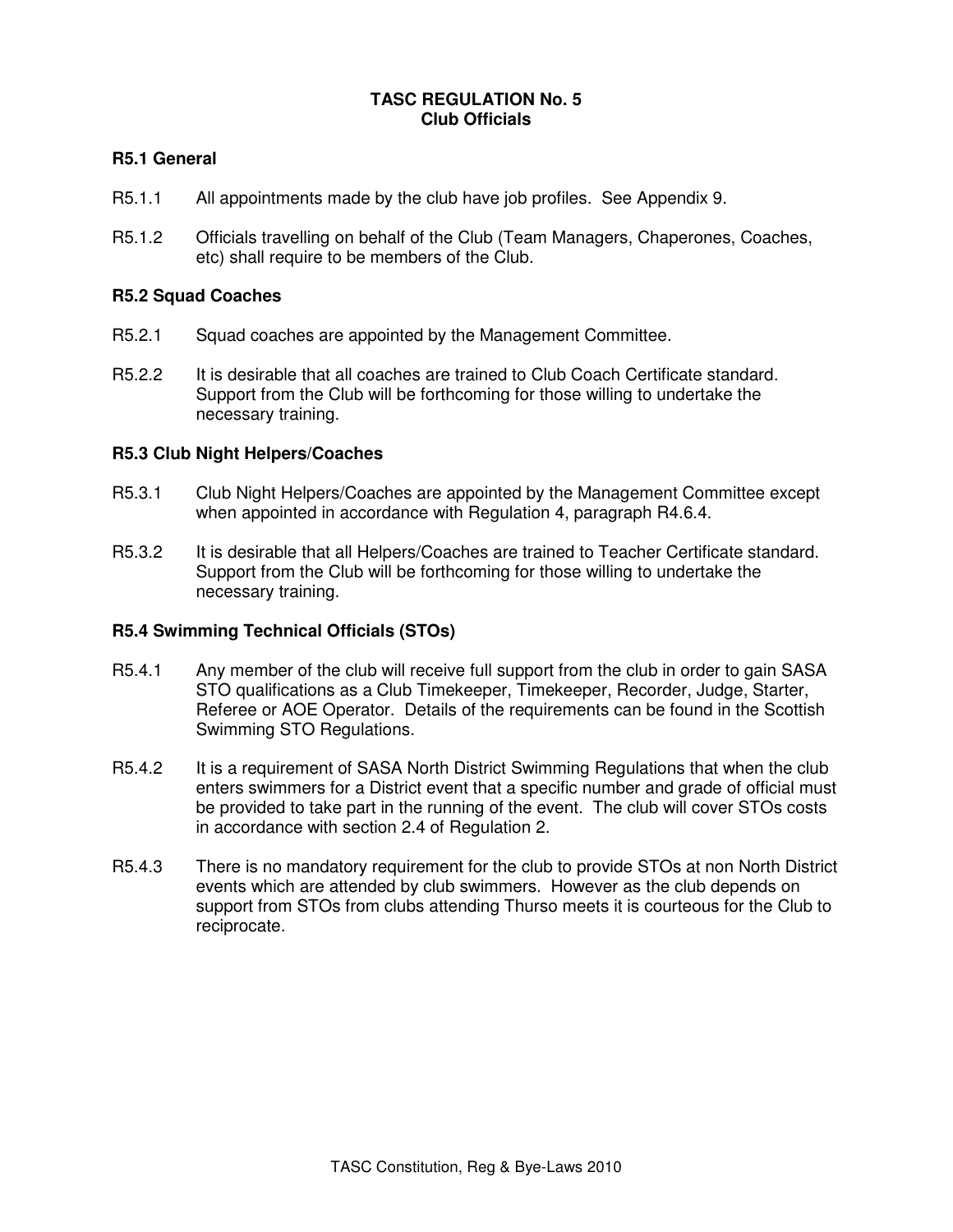# TASC REGULATION No. 5
## Club Officials

### R5.1 General

R5.1.1 All appointments made by the club have job profiles. See Appendix 9.

R5.1.2 Officials travelling on behalf of the Club (Team Managers, Chaperones, Coaches, etc) shall require to be members of the Club.

### R5.2 Squad Coaches

R5.2.1 Squad coaches are appointed by the Management Committee.

R5.2.2 It is desirable that all coaches are trained to Club Coach Certificate standard. Support from the Club will be forthcoming for those willing to undertake the necessary training.

### R5.3 Club Night Helpers/Coaches

R5.3.1 Club Night Helpers/Coaches are appointed by the Management Committee except when appointed in accordance with Regulation 4, paragraph R4.6.4.

R5.3.2 It is desirable that all Helpers/Coaches are trained to Teacher Certificate standard. Support from the Club will be forthcoming for those willing to undertake the necessary training.

### R5.4 Swimming Technical Officials (STOs)

R5.4.1 Any member of the club will receive full support from the club in order to gain SASA STO qualifications as a Club Timekeeper, Timekeeper, Recorder, Judge, Starter, Referee or AOE Operator. Details of the requirements can be found in the Scottish Swimming STO Regulations.

R5.4.2 It is a requirement of SASA North District Swimming Regulations that when the club enters swimmers for a District event that a specific number and grade of official must be provided to take part in the running of the event. The club will cover STOs costs in accordance with section 2.4 of Regulation 2.

R5.4.3 There is no mandatory requirement for the club to provide STOs at non North District events which are attended by club swimmers. However as the club depends on support from STOs from clubs attending Thurso meets it is courteous for the Club to reciprocate.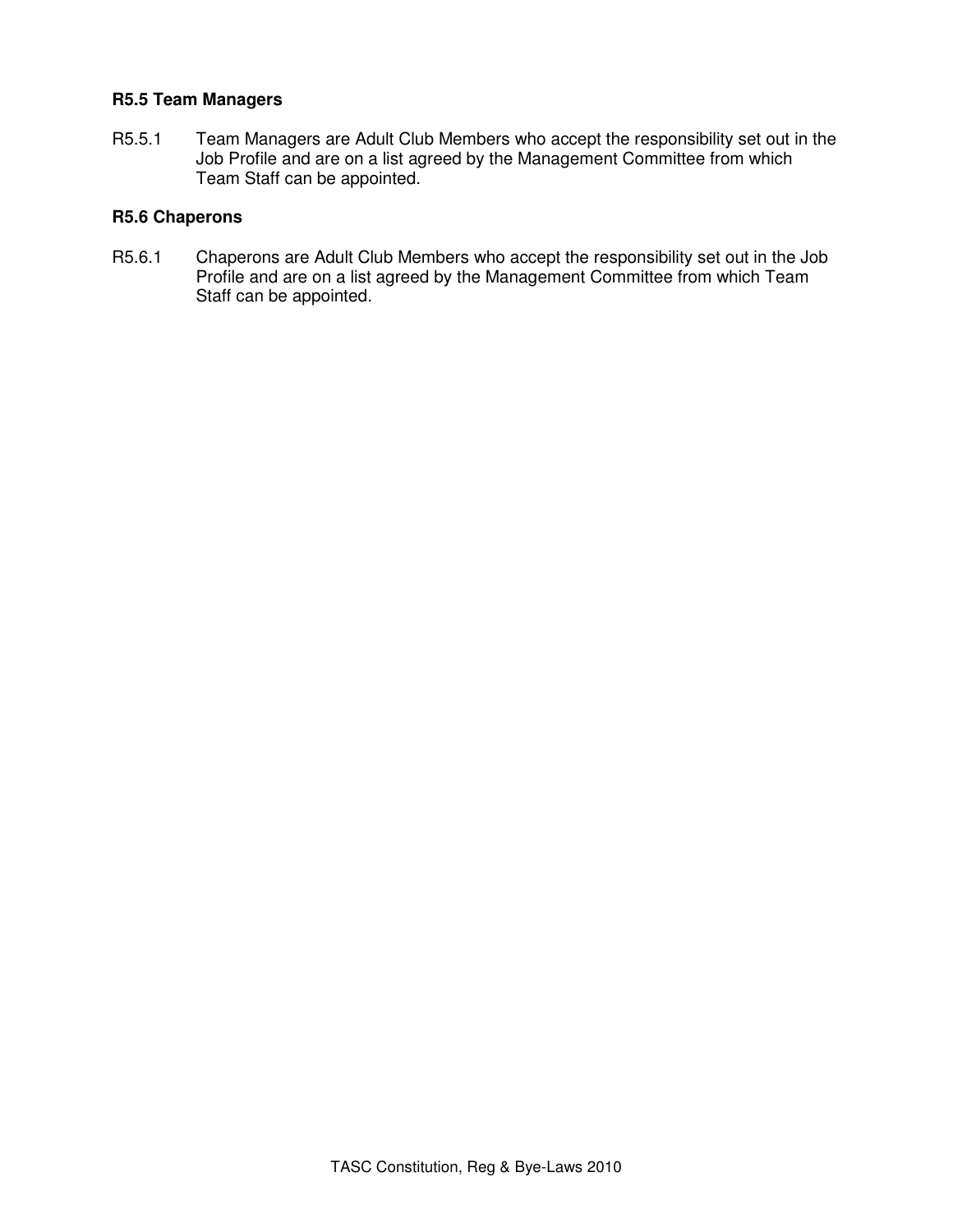**R5.5 Team Managers**

R5.5.1 Team Managers are Adult Club Members who accept the responsibility set out in the Job Profile and are on a list agreed by the Management Committee from which Team Staff can be appointed.

**R5.6 Chaperons**

R5.6.1 Chaperons are Adult Club Members who accept the responsibility set out in the Job Profile and are on a list agreed by the Management Committee from which Team Staff can be appointed.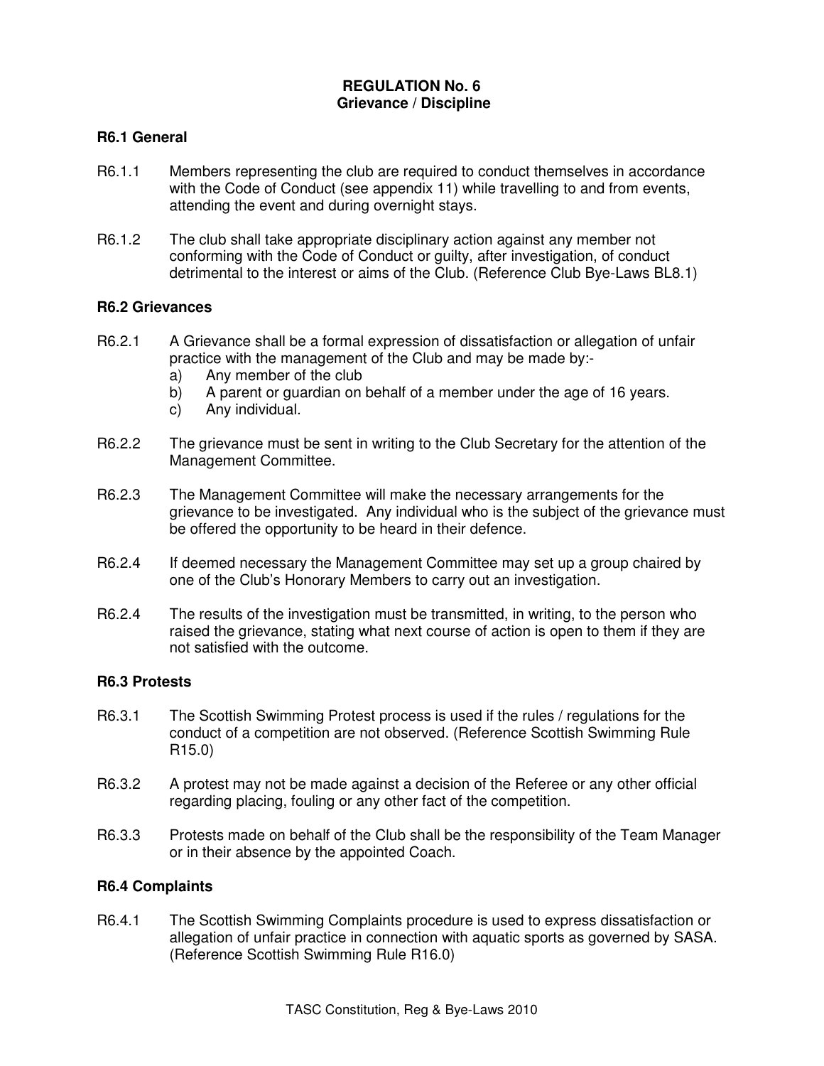**REGULATION No. 6**
**Grievance / Discipline**

### R6.1 General

R6.1.1 Members representing the club are required to conduct themselves in accordance with the Code of Conduct (see appendix 11) while travelling to and from events, attending the event and during overnight stays.

R6.1.2 The club shall take appropriate disciplinary action against any member not conforming with the Code of Conduct or guilty, after investigation, of conduct detrimental to the interest or aims of the Club. (Reference Club Bye-Laws BL8.1)

### R6.2 Grievances

R6.2.1 A Grievance shall be a formal expression of dissatisfaction or allegation of unfair practice with the management of the Club and may be made by:-

a) Any member of the club
b) A parent or guardian on behalf of a member under the age of 16 years.
c) Any individual.

R6.2.2 The grievance must be sent in writing to the Club Secretary for the attention of the Management Committee.

R6.2.3 The Management Committee will make the necessary arrangements for the grievance to be investigated. Any individual who is the subject of the grievance must be offered the opportunity to be heard in their defence.

R6.2.4 If deemed necessary the Management Committee may set up a group chaired by one of the Club's Honorary Members to carry out an investigation.

R6.2.4 The results of the investigation must be transmitted, in writing, to the person who raised the grievance, stating what next course of action is open to them if they are not satisfied with the outcome.

### R6.3 Protests

R6.3.1 The Scottish Swimming Protest process is used if the rules / regulations for the conduct of a competition are not observed. (Reference Scottish Swimming Rule R15.0)

R6.3.2 A protest may not be made against a decision of the Referee or any other official regarding placing, fouling or any other fact of the competition.

R6.3.3 Protests made on behalf of the Club shall be the responsibility of the Team Manager or in their absence by the appointed Coach.

### R6.4 Complaints

R6.4.1 The Scottish Swimming Complaints procedure is used to express dissatisfaction or allegation of unfair practice in connection with aquatic sports as governed by SASA. (Reference Scottish Swimming Rule R16.0)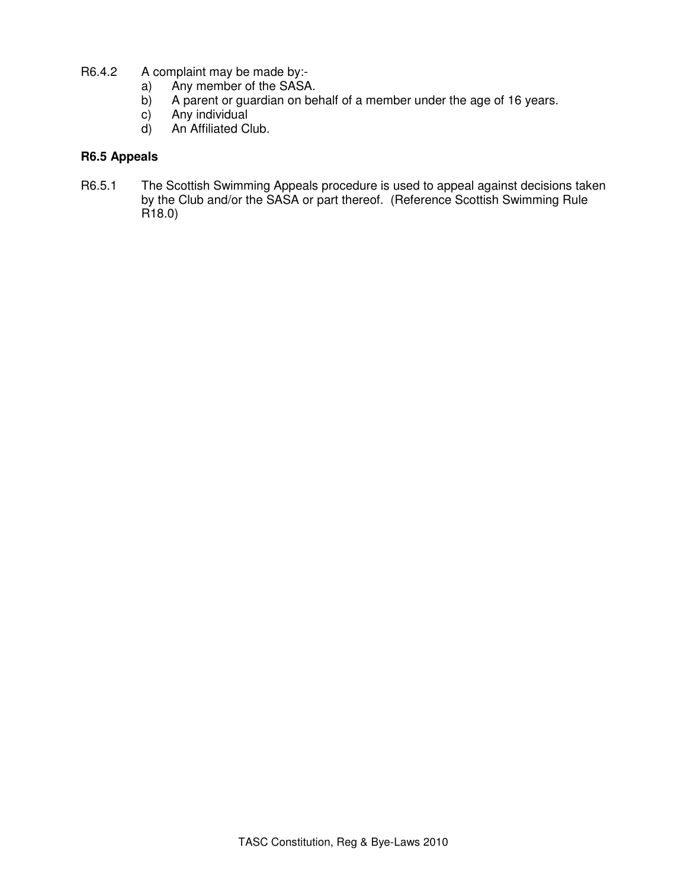R6.4.2 A complaint may be made by:-

a) Any member of the SASA.
b) A parent or guardian on behalf of a member under the age of 16 years.
c) Any individual
d) An Affiliated Club.

**R6.5 Appeals**

R6.5.1 The Scottish Swimming Appeals procedure is used to appeal against decisions taken by the Club and/or the SASA or part thereof. (Reference Scottish Swimming Rule R18.0)